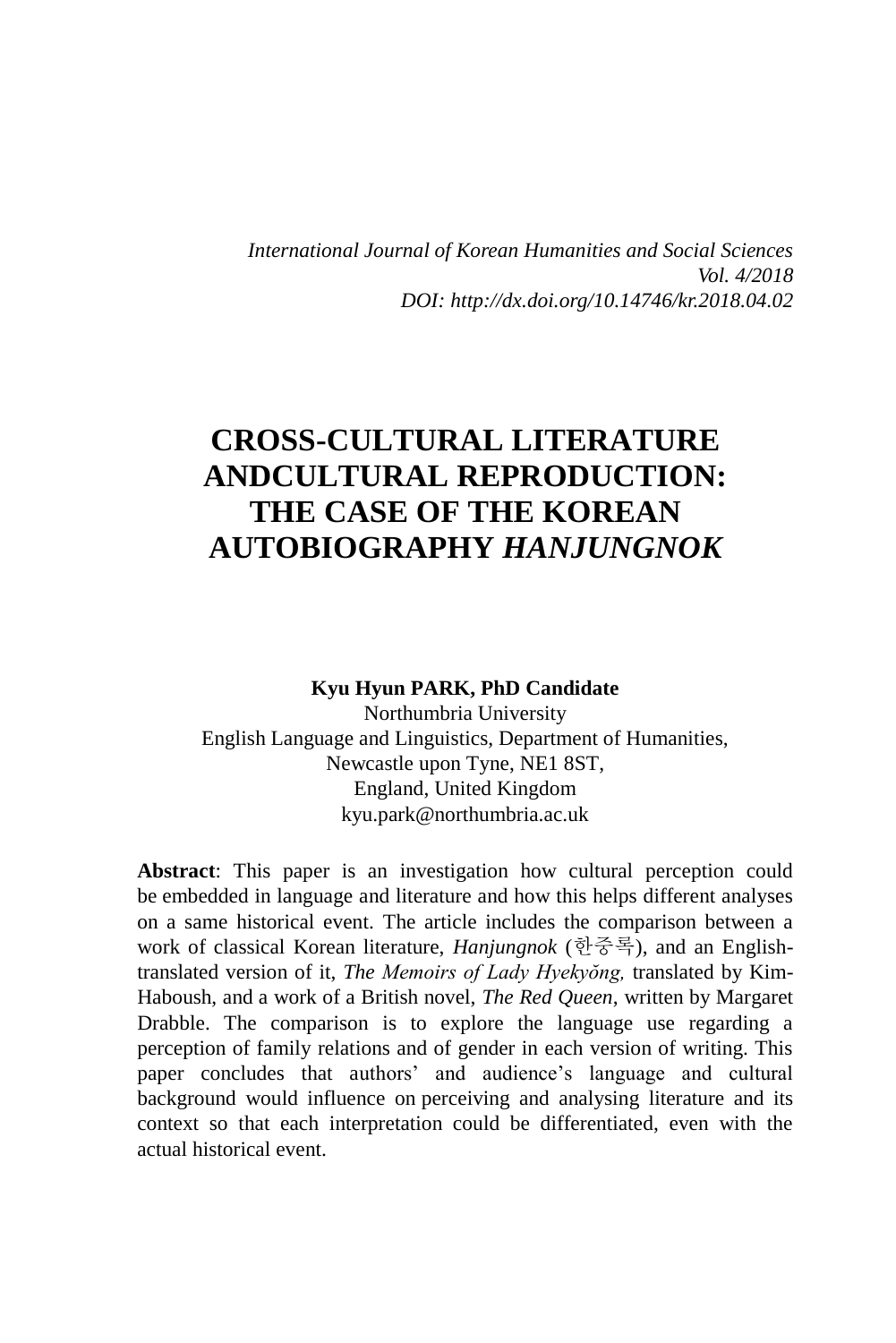*International Journal of Korean Humanities and Social Sciences*
*Vol. 4/2018*
*DOI: http://dx.doi.org/10.14746/kr.2018.04.02*

# CROSS-CULTURAL LITERATURE ANDCULTURAL REPRODUCTION: THE CASE OF THE KOREAN AUTOBIOGRAPHY *HANJUNGNOK*

**Kyu Hyun PARK, PhD Candidate**
Northumbria University
English Language and Linguistics, Department of Humanities,
Newcastle upon Tyne, NE1 8ST,
England, United Kingdom
kyu.park@northumbria.ac.uk

**Abstract**: This paper is an investigation how cultural perception could be embedded in language and literature and how this helps different analyses on a same historical event. The article includes the comparison between a work of classical Korean literature, *Hanjungnok* (한중록), and an English-translated version of it, *The Memoirs of Lady Hyekyŏng,* translated by Kim-Haboush, and a work of a British novel, *The Red Queen*, written by Margaret Drabble. The comparison is to explore the language use regarding a perception of family relations and of gender in each version of writing. This paper concludes that authors' and audience's language and cultural background would influence on perceiving and analysing literature and its context so that each interpretation could be differentiated, even with the actual historical event.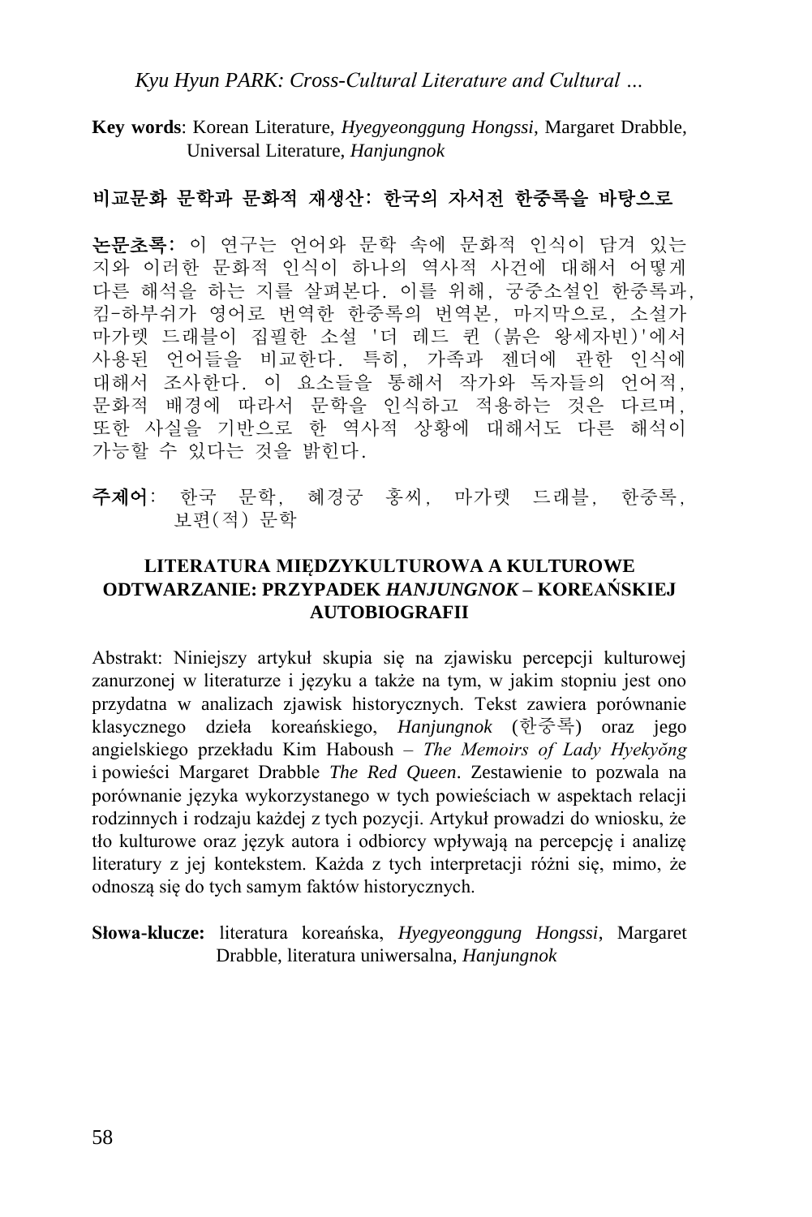**Key words**: Korean Literature, *Hyegyeonggung Hongssi*, Margaret Drabble, Universal Literature, *Hanjungnok*

## 비교문화 문학과 문화적 재생산: 한국의 자서전 한중록을 바탕으로

**논문초록**: 이 연구는 언어와 문학 속에 문화적 인식이 담겨 있는 지와 이러한 문화적 인식이 하나의 역사적 사건에 대해서 어떻게 다른 해석을 하는 지를 살펴본다. 이를 위해, 궁중소설인 한중록과, 킴-하부쉬가 영어로 번역한 한중록의 번역본, 마지막으로, 소설가 마가렛 드래블이 집필한 소설 '더 레드 퀸 (붉은 왕세자빈)'에서 사용된 언어들을 비교한다. 특히, 가족과 젠더에 관한 인식에 대해서 조사한다. 이 요소들을 통해서 작가와 독자들의 언어적, 문화적 배경에 따라서 문학을 인식하고 적용하는 것은 다르며, 또한 사실을 기반으로 한 역사적 상황에 대해서도 다른 해석이 가능할 수 있다는 것을 밝힌다.

**주제어**: 한국 문학, 혜경궁 홍씨, 마가렛 드래블, 한중록, 보편(적) 문학

## LITERATURA MIĘDZYKULTUROWA A KULTUROWE ODTWARZANIE: PRZYPADEK *HANJUNGNOK* – KOREAŃSKIEJ AUTOBIOGRAFII

Abstrakt: Niniejszy artykuł skupia się na zjawisku percepcji kulturowej zanurzonej w literaturze i języku a także na tym, w jakim stopniu jest ono przydatna w analizach zjawisk historycznych. Tekst zawiera porównanie klasycznego dzieła koreańskiego, *Hanjungnok* (한중록) oraz jego angielskiego przekładu Kim Haboush – *The Memoirs of Lady Hyekyŏng* i powieści Margaret Drabble *The Red Queen*. Zestawienie to pozwala na porównanie języka wykorzystanego w tych powieściach w aspektach relacji rodzinnych i rodzaju każdej z tych pozycji. Artykuł prowadzi do wniosku, że tło kulturowe oraz język autora i odbiorcy wpływają na percepcję i analizę literatury z jej kontekstem. Każda z tych interpretacji różni się, mimo, że odnoszą się do tych samym faktów historycznych.

**Słowa-klucze:** literatura koreańska, *Hyegyeonggung Hongssi*, Margaret Drabble, literatura uniwersalna, *Hanjungnok*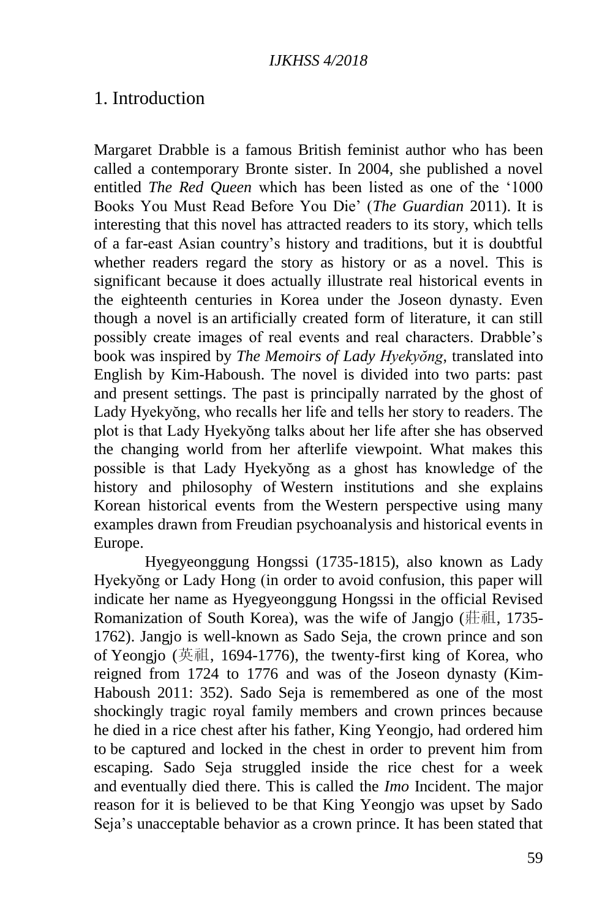## 1. Introduction

Margaret Drabble is a famous British feminist author who has been called a contemporary Bronte sister. In 2004, she published a novel entitled *The Red Queen* which has been listed as one of the '1000 Books You Must Read Before You Die' (*The Guardian* 2011). It is interesting that this novel has attracted readers to its story, which tells of a far-east Asian country's history and traditions, but it is doubtful whether readers regard the story as history or as a novel. This is significant because it does actually illustrate real historical events in the eighteenth centuries in Korea under the Joseon dynasty. Even though a novel is an artificially created form of literature, it can still possibly create images of real events and real characters. Drabble's book was inspired by *The Memoirs of Lady Hyekyŏng*, translated into English by Kim-Haboush. The novel is divided into two parts: past and present settings. The past is principally narrated by the ghost of Lady Hyekyŏng, who recalls her life and tells her story to readers. The plot is that Lady Hyekyŏng talks about her life after she has observed the changing world from her afterlife viewpoint. What makes this possible is that Lady Hyekyŏng as a ghost has knowledge of the history and philosophy of Western institutions and she explains Korean historical events from the Western perspective using many examples drawn from Freudian psychoanalysis and historical events in Europe.

Hyegyeonggung Hongssi (1735-1815), also known as Lady Hyekyŏng or Lady Hong (in order to avoid confusion, this paper will indicate her name as Hyegyeonggung Hongssi in the official Revised Romanization of South Korea), was the wife of Jangjo (莊祖, 1735-1762). Jangjo is well-known as Sado Seja, the crown prince and son of Yeongjo (英祖, 1694-1776), the twenty-first king of Korea, who reigned from 1724 to 1776 and was of the Joseon dynasty (Kim-Haboush 2011: 352). Sado Seja is remembered as one of the most shockingly tragic royal family members and crown princes because he died in a rice chest after his father, King Yeongjo, had ordered him to be captured and locked in the chest in order to prevent him from escaping. Sado Seja struggled inside the rice chest for a week and eventually died there. This is called the *Imo* Incident. The major reason for it is believed to be that King Yeongjo was upset by Sado Seja's unacceptable behavior as a crown prince. It has been stated that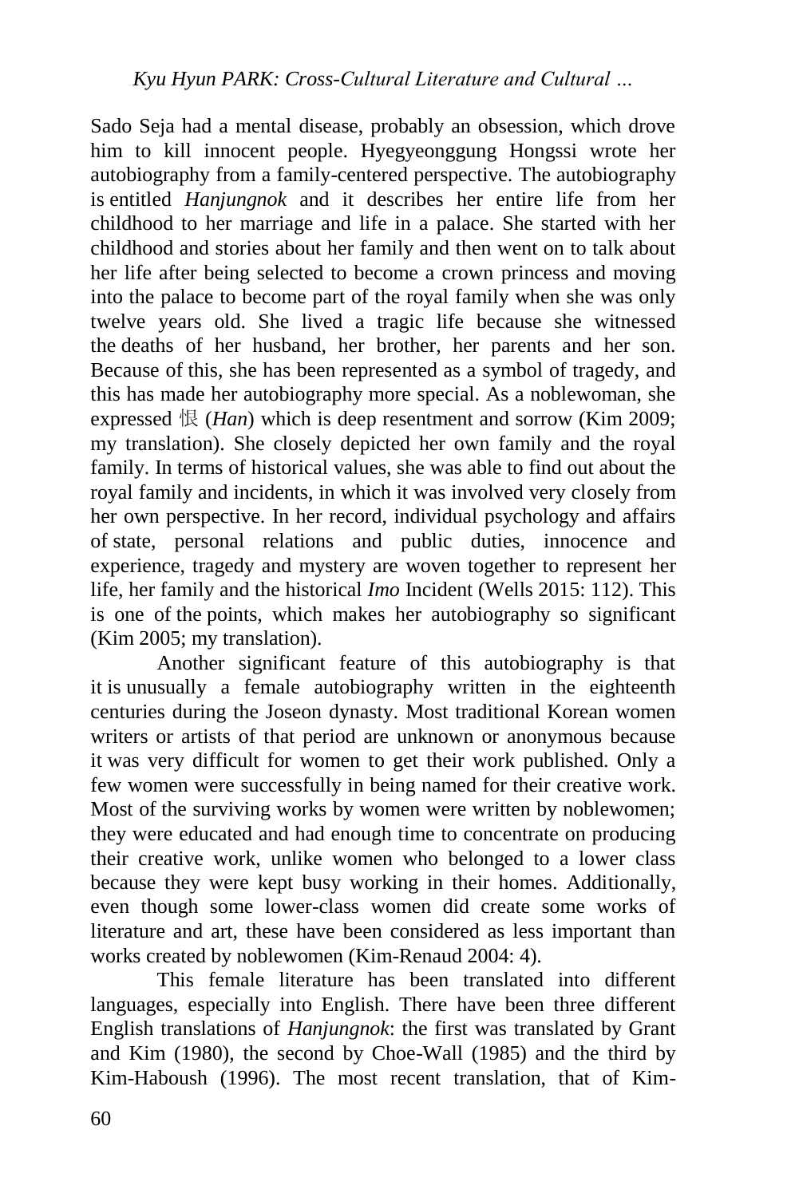Sado Seja had a mental disease, probably an obsession, which drove him to kill innocent people. Hyegyeonggung Hongssi wrote her autobiography from a family-centered perspective. The autobiography is entitled *Hanjungnok* and it describes her entire life from her childhood to her marriage and life in a palace. She started with her childhood and stories about her family and then went on to talk about her life after being selected to become a crown princess and moving into the palace to become part of the royal family when she was only twelve years old. She lived a tragic life because she witnessed the deaths of her husband, her brother, her parents and her son. Because of this, she has been represented as a symbol of tragedy, and this has made her autobiography more special. As a noblewoman, she expressed 恨 (*Han*) which is deep resentment and sorrow (Kim 2009; my translation). She closely depicted her own family and the royal family. In terms of historical values, she was able to find out about the royal family and incidents, in which it was involved very closely from her own perspective. In her record, individual psychology and affairs of state, personal relations and public duties, innocence and experience, tragedy and mystery are woven together to represent her life, her family and the historical *Imo* Incident (Wells 2015: 112). This is one of the points, which makes her autobiography so significant (Kim 2005; my translation).

Another significant feature of this autobiography is that it is unusually a female autobiography written in the eighteenth centuries during the Joseon dynasty. Most traditional Korean women writers or artists of that period are unknown or anonymous because it was very difficult for women to get their work published. Only a few women were successfully in being named for their creative work. Most of the surviving works by women were written by noblewomen; they were educated and had enough time to concentrate on producing their creative work, unlike women who belonged to a lower class because they were kept busy working in their homes. Additionally, even though some lower-class women did create some works of literature and art, these have been considered as less important than works created by noblewomen (Kim-Renaud 2004: 4).

This female literature has been translated into different languages, especially into English. There have been three different English translations of *Hanjungnok*: the first was translated by Grant and Kim (1980), the second by Choe-Wall (1985) and the third by Kim-Haboush (1996). The most recent translation, that of Kim-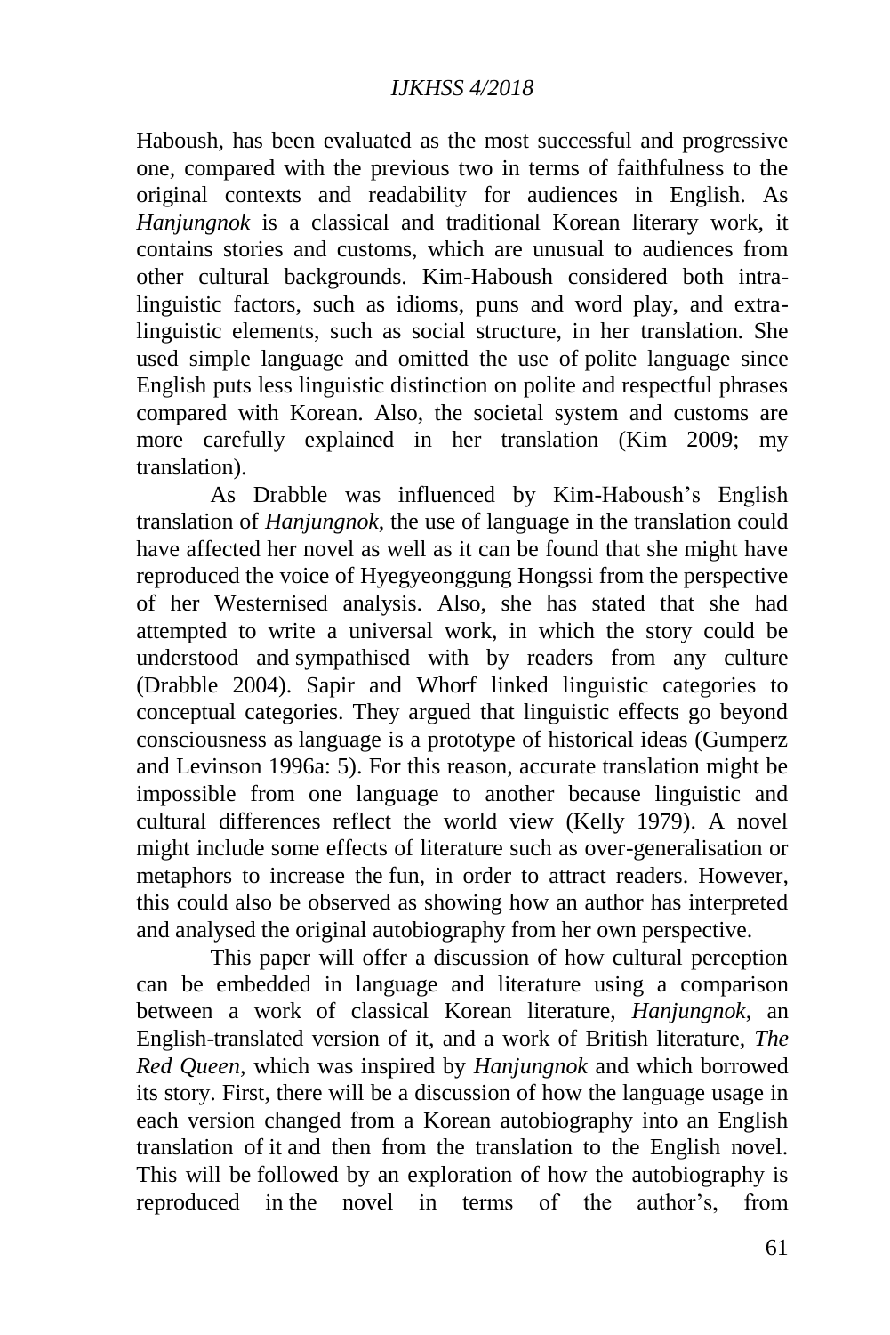Haboush, has been evaluated as the most successful and progressive one, compared with the previous two in terms of faithfulness to the original contexts and readability for audiences in English. As *Hanjungnok* is a classical and traditional Korean literary work, it contains stories and customs, which are unusual to audiences from other cultural backgrounds. Kim-Haboush considered both intra-linguistic factors, such as idioms, puns and word play, and extra-linguistic elements, such as social structure, in her translation. She used simple language and omitted the use of polite language since English puts less linguistic distinction on polite and respectful phrases compared with Korean. Also, the societal system and customs are more carefully explained in her translation (Kim 2009; my translation).

As Drabble was influenced by Kim-Haboush's English translation of *Hanjungnok*, the use of language in the translation could have affected her novel as well as it can be found that she might have reproduced the voice of Hyegyeonggung Hongssi from the perspective of her Westernised analysis. Also, she has stated that she had attempted to write a universal work, in which the story could be understood and sympathised with by readers from any culture (Drabble 2004). Sapir and Whorf linked linguistic categories to conceptual categories. They argued that linguistic effects go beyond consciousness as language is a prototype of historical ideas (Gumperz and Levinson 1996a: 5). For this reason, accurate translation might be impossible from one language to another because linguistic and cultural differences reflect the world view (Kelly 1979). A novel might include some effects of literature such as over-generalisation or metaphors to increase the fun, in order to attract readers. However, this could also be observed as showing how an author has interpreted and analysed the original autobiography from her own perspective.

This paper will offer a discussion of how cultural perception can be embedded in language and literature using a comparison between a work of classical Korean literature, *Hanjungnok*, an English-translated version of it, and a work of British literature, *The Red Queen*, which was inspired by *Hanjungnok* and which borrowed its story. First, there will be a discussion of how the language usage in each version changed from a Korean autobiography into an English translation of it and then from the translation to the English novel. This will be followed by an exploration of how the autobiography is reproduced in the novel in terms of the author's, from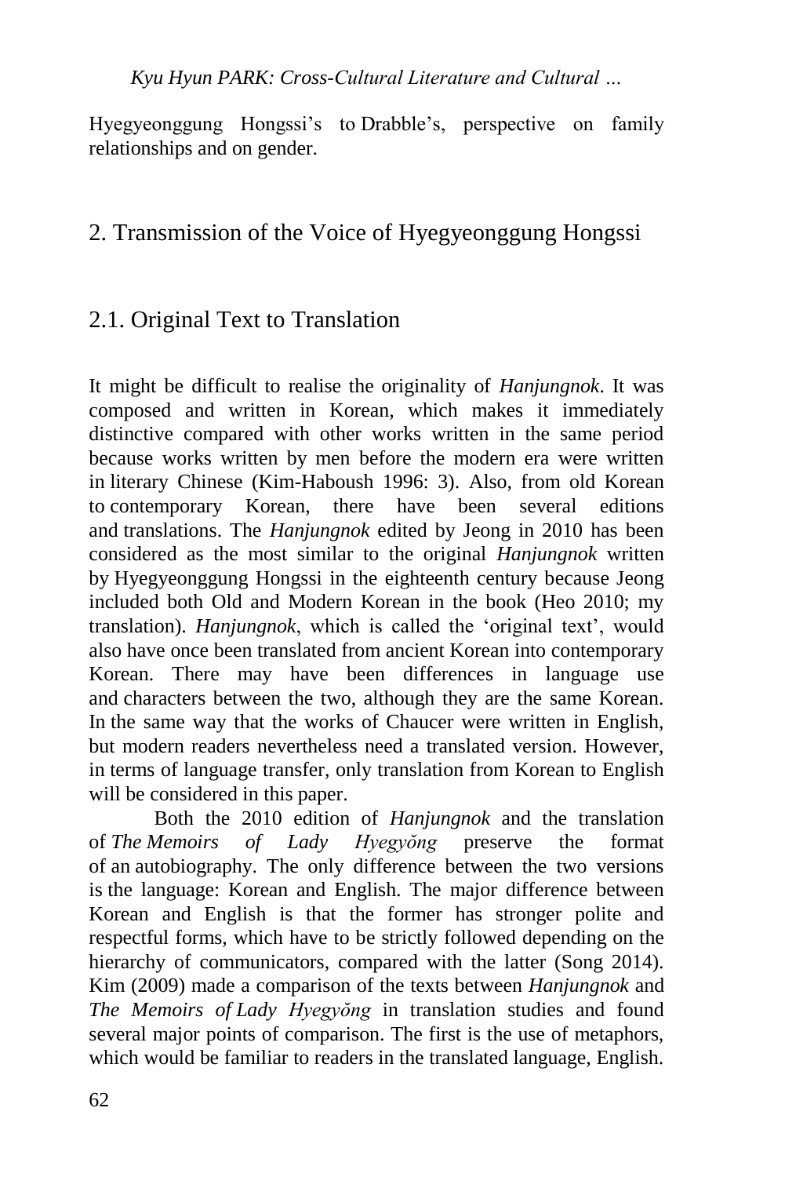Hyegyeonggung Hongssi's to Drabble's, perspective on family relationships and on gender.

## 2. Transmission of the Voice of Hyegyeonggung Hongssi

### 2.1. Original Text to Translation

It might be difficult to realise the originality of *Hanjungnok*. It was composed and written in Korean, which makes it immediately distinctive compared with other works written in the same period because works written by men before the modern era were written in literary Chinese (Kim-Haboush 1996: 3). Also, from old Korean to contemporary Korean, there have been several editions and translations. The *Hanjungnok* edited by Jeong in 2010 has been considered as the most similar to the original *Hanjungnok* written by Hyegyeonggung Hongssi in the eighteenth century because Jeong included both Old and Modern Korean in the book (Heo 2010; my translation). *Hanjungnok*, which is called the 'original text', would also have once been translated from ancient Korean into contemporary Korean. There may have been differences in language use and characters between the two, although they are the same Korean. In the same way that the works of Chaucer were written in English, but modern readers nevertheless need a translated version. However, in terms of language transfer, only translation from Korean to English will be considered in this paper.

Both the 2010 edition of *Hanjungnok* and the translation of *The Memoirs of Lady Hyegyŏng* preserve the format of an autobiography. The only difference between the two versions is the language: Korean and English. The major difference between Korean and English is that the former has stronger polite and respectful forms, which have to be strictly followed depending on the hierarchy of communicators, compared with the latter (Song 2014). Kim (2009) made a comparison of the texts between *Hanjungnok* and *The Memoirs of Lady Hyegyŏng* in translation studies and found several major points of comparison. The first is the use of metaphors, which would be familiar to readers in the translated language, English.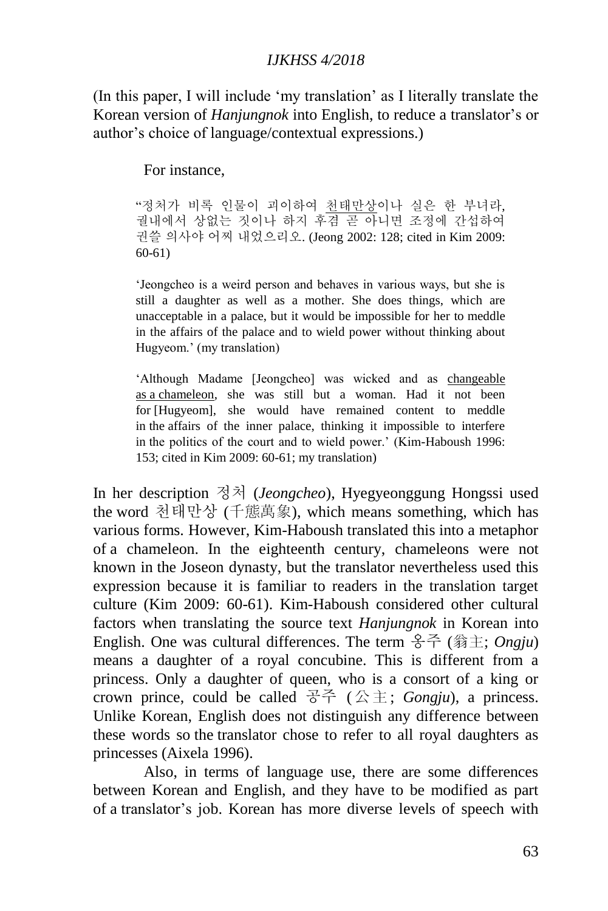(In this paper, I will include 'my translation' as I literally translate the Korean version of *Hanjungnok* into English, to reduce a translator's or author's choice of language/contextual expressions.)

For instance,

> "정처가 비록 인물이 괴이하여 <u>천태만상</u>이나 실은 한 부녀라, 궐내에서 상없는 짓이나 하지 후겸 곧 아니면 조정에 간섭하여 권쓸 의사야 어찌 내었으리오. (Jeong 2002: 128; cited in Kim 2009: 60-61)
>
> 'Jeongcheo is a weird person and behaves in various ways, but she is still a daughter as well as a mother. She does things, which are unacceptable in a palace, but it would be impossible for her to meddle in the affairs of the palace and to wield power without thinking about Hugyeom.' (my translation)
>
> 'Although Madame [Jeongcheo] was wicked and as <u>changeable as a chameleon</u>, she was still but a woman. Had it not been for [Hugyeom], she would have remained content to meddle in the affairs of the inner palace, thinking it impossible to interfere in the politics of the court and to wield power.' (Kim-Haboush 1996: 153; cited in Kim 2009: 60-61; my translation)

In her description 정처 (*Jeongcheo*), Hyegyeonggung Hongssi used the word 천태만상 (千態萬象), which means something, which has various forms. However, Kim-Haboush translated this into a metaphor of a chameleon. In the eighteenth century, chameleons were not known in the Joseon dynasty, but the translator nevertheless used this expression because it is familiar to readers in the translation target culture (Kim 2009: 60-61). Kim-Haboush considered other cultural factors when translating the source text *Hanjungnok* in Korean into English. One was cultural differences. The term 옹주 (翁主; *Ongju*) means a daughter of a royal concubine. This is different from a princess. Only a daughter of queen, who is a consort of a king or crown prince, could be called 공주 (公主; *Gongju*), a princess. Unlike Korean, English does not distinguish any difference between these words so the translator chose to refer to all royal daughters as princesses (Aixela 1996).

Also, in terms of language use, there are some differences between Korean and English, and they have to be modified as part of a translator's job. Korean has more diverse levels of speech with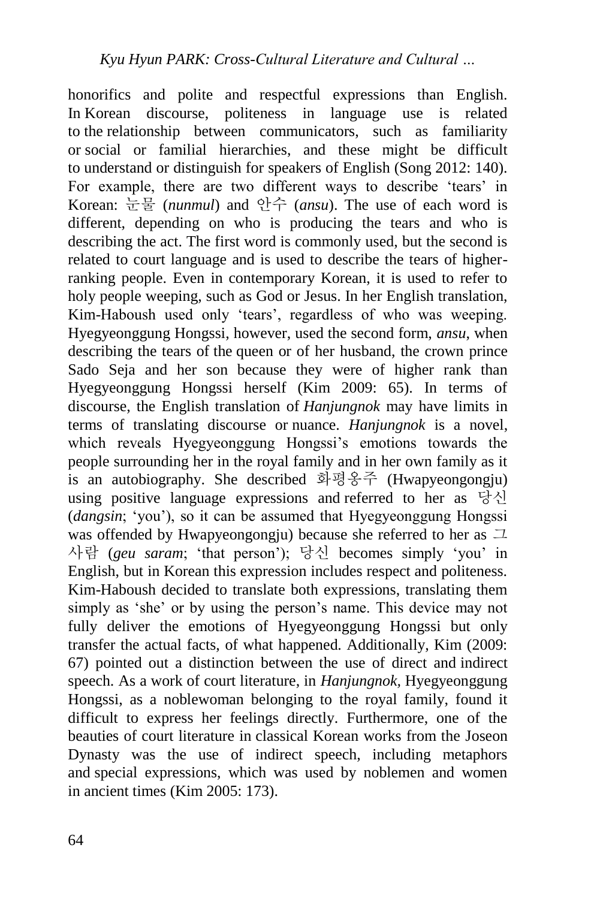honorifics and polite and respectful expressions than English. In Korean discourse, politeness in language use is related to the relationship between communicators, such as familiarity or social or familial hierarchies, and these might be difficult to understand or distinguish for speakers of English (Song 2012: 140). For example, there are two different ways to describe 'tears' in Korean: 눈물 (*nunmul*) and 안수 (*ansu*). The use of each word is different, depending on who is producing the tears and who is describing the act. The first word is commonly used, but the second is related to court language and is used to describe the tears of higher-ranking people. Even in contemporary Korean, it is used to refer to holy people weeping, such as God or Jesus. In her English translation, Kim-Haboush used only 'tears', regardless of who was weeping. Hyegyeonggung Hongssi, however, used the second form, *ansu*, when describing the tears of the queen or of her husband, the crown prince Sado Seja and her son because they were of higher rank than Hyegyeonggung Hongssi herself (Kim 2009: 65). In terms of discourse, the English translation of *Hanjungnok* may have limits in terms of translating discourse or nuance. *Hanjungnok* is a novel, which reveals Hyegyeonggung Hongssi's emotions towards the people surrounding her in the royal family and in her own family as it is an autobiography. She described 화평옹주 (Hwapyeongongju) using positive language expressions and referred to her as 당신 (*dangsin*; 'you'), so it can be assumed that Hyegyeonggung Hongssi was offended by Hwapyeongongju) because she referred to her as 그 사람 (*geu saram*; 'that person'); 당신 becomes simply 'you' in English, but in Korean this expression includes respect and politeness. Kim-Haboush decided to translate both expressions, translating them simply as 'she' or by using the person's name. This device may not fully deliver the emotions of Hyegyeonggung Hongssi but only transfer the actual facts, of what happened. Additionally, Kim (2009: 67) pointed out a distinction between the use of direct and indirect speech. As a work of court literature, in *Hanjungnok*, Hyegyeonggung Hongssi, as a noblewoman belonging to the royal family, found it difficult to express her feelings directly. Furthermore, one of the beauties of court literature in classical Korean works from the Joseon Dynasty was the use of indirect speech, including metaphors and special expressions, which was used by noblemen and women in ancient times (Kim 2005: 173).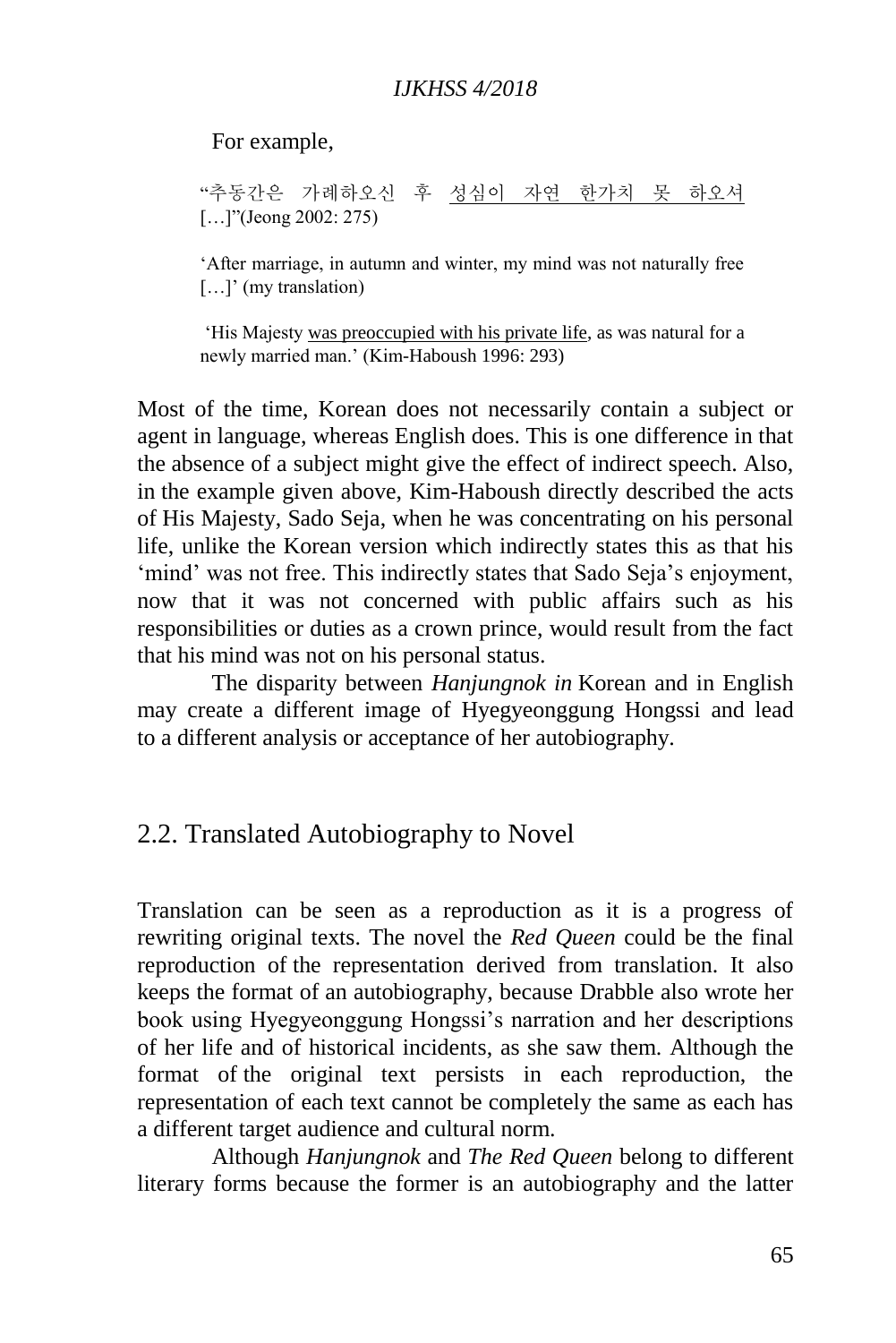For example,

> "추동간은 가례하오신 후 <u>성심이 자연 한가치 못 하오셔</u> […]"(Jeong 2002: 275)
>
> 'After marriage, in autumn and winter, my mind was not naturally free […]' (my translation)
>
> 'His Majesty <u>was preoccupied with his private life</u>, as was natural for a newly married man.' (Kim-Haboush 1996: 293)

Most of the time, Korean does not necessarily contain a subject or agent in language, whereas English does. This is one difference in that the absence of a subject might give the effect of indirect speech. Also, in the example given above, Kim-Haboush directly described the acts of His Majesty, Sado Seja, when he was concentrating on his personal life, unlike the Korean version which indirectly states this as that his 'mind' was not free. This indirectly states that Sado Seja's enjoyment, now that it was not concerned with public affairs such as his responsibilities or duties as a crown prince, would result from the fact that his mind was not on his personal status.

The disparity between *Hanjungnok in* Korean and in English may create a different image of Hyegyeonggung Hongssi and lead to a different analysis or acceptance of her autobiography.

## 2.2. Translated Autobiography to Novel

Translation can be seen as a reproduction as it is a progress of rewriting original texts. The novel the *Red Queen* could be the final reproduction of the representation derived from translation. It also keeps the format of an autobiography, because Drabble also wrote her book using Hyegyeonggung Hongssi's narration and her descriptions of her life and of historical incidents, as she saw them. Although the format of the original text persists in each reproduction, the representation of each text cannot be completely the same as each has a different target audience and cultural norm.

Although *Hanjungnok* and *The Red Queen* belong to different literary forms because the former is an autobiography and the latter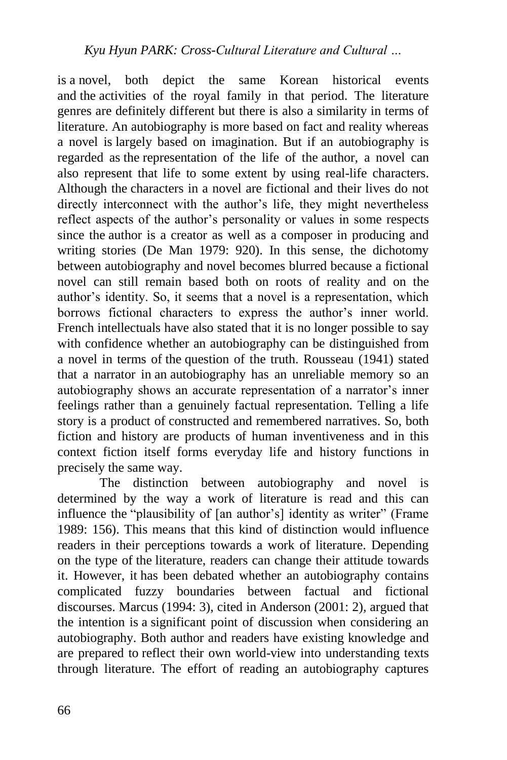is a novel, both depict the same Korean historical events and the activities of the royal family in that period. The literature genres are definitely different but there is also a similarity in terms of literature. An autobiography is more based on fact and reality whereas a novel is largely based on imagination. But if an autobiography is regarded as the representation of the life of the author, a novel can also represent that life to some extent by using real-life characters. Although the characters in a novel are fictional and their lives do not directly interconnect with the author's life, they might nevertheless reflect aspects of the author's personality or values in some respects since the author is a creator as well as a composer in producing and writing stories (De Man 1979: 920). In this sense, the dichotomy between autobiography and novel becomes blurred because a fictional novel can still remain based both on roots of reality and on the author's identity. So, it seems that a novel is a representation, which borrows fictional characters to express the author's inner world. French intellectuals have also stated that it is no longer possible to say with confidence whether an autobiography can be distinguished from a novel in terms of the question of the truth. Rousseau (1941) stated that a narrator in an autobiography has an unreliable memory so an autobiography shows an accurate representation of a narrator's inner feelings rather than a genuinely factual representation. Telling a life story is a product of constructed and remembered narratives. So, both fiction and history are products of human inventiveness and in this context fiction itself forms everyday life and history functions in precisely the same way.

The distinction between autobiography and novel is determined by the way a work of literature is read and this can influence the "plausibility of [an author's] identity as writer" (Frame 1989: 156). This means that this kind of distinction would influence readers in their perceptions towards a work of literature. Depending on the type of the literature, readers can change their attitude towards it. However, it has been debated whether an autobiography contains complicated fuzzy boundaries between factual and fictional discourses. Marcus (1994: 3), cited in Anderson (2001: 2), argued that the intention is a significant point of discussion when considering an autobiography. Both author and readers have existing knowledge and are prepared to reflect their own world-view into understanding texts through literature. The effort of reading an autobiography captures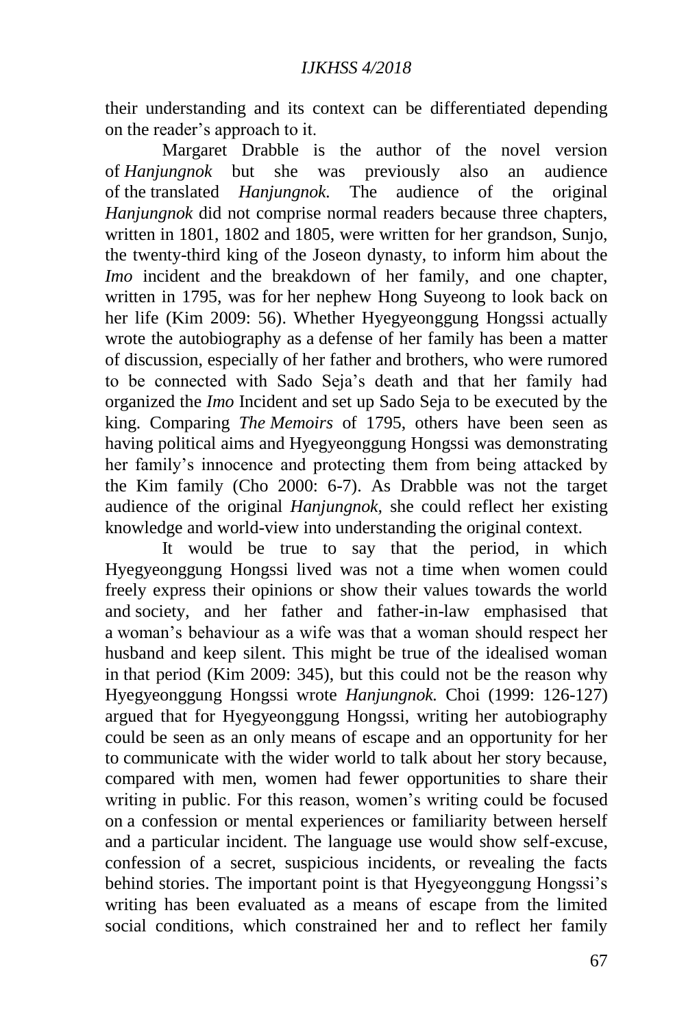their understanding and its context can be differentiated depending on the reader's approach to it.

Margaret Drabble is the author of the novel version of *Hanjungnok* but she was previously also an audience of the translated *Hanjungnok.* The audience of the original *Hanjungnok* did not comprise normal readers because three chapters, written in 1801, 1802 and 1805, were written for her grandson, Sunjo, the twenty-third king of the Joseon dynasty, to inform him about the *Imo* incident and the breakdown of her family, and one chapter, written in 1795, was for her nephew Hong Suyeong to look back on her life (Kim 2009: 56). Whether Hyegyeonggung Hongssi actually wrote the autobiography as a defense of her family has been a matter of discussion, especially of her father and brothers, who were rumored to be connected with Sado Seja's death and that her family had organized the *Imo* Incident and set up Sado Seja to be executed by the king. Comparing *The Memoirs* of 1795, others have been seen as having political aims and Hyegyeonggung Hongssi was demonstrating her family's innocence and protecting them from being attacked by the Kim family (Cho 2000: 6-7). As Drabble was not the target audience of the original *Hanjungnok,* she could reflect her existing knowledge and world-view into understanding the original context.

It would be true to say that the period, in which Hyegyeonggung Hongssi lived was not a time when women could freely express their opinions or show their values towards the world and society, and her father and father-in-law emphasised that a woman's behaviour as a wife was that a woman should respect her husband and keep silent. This might be true of the idealised woman in that period (Kim 2009: 345), but this could not be the reason why Hyegyeonggung Hongssi wrote *Hanjungnok.* Choi (1999: 126-127) argued that for Hyegyeonggung Hongssi, writing her autobiography could be seen as an only means of escape and an opportunity for her to communicate with the wider world to talk about her story because, compared with men, women had fewer opportunities to share their writing in public. For this reason, women's writing could be focused on a confession or mental experiences or familiarity between herself and a particular incident. The language use would show self-excuse, confession of a secret, suspicious incidents, or revealing the facts behind stories. The important point is that Hyegyeonggung Hongssi's writing has been evaluated as a means of escape from the limited social conditions, which constrained her and to reflect her family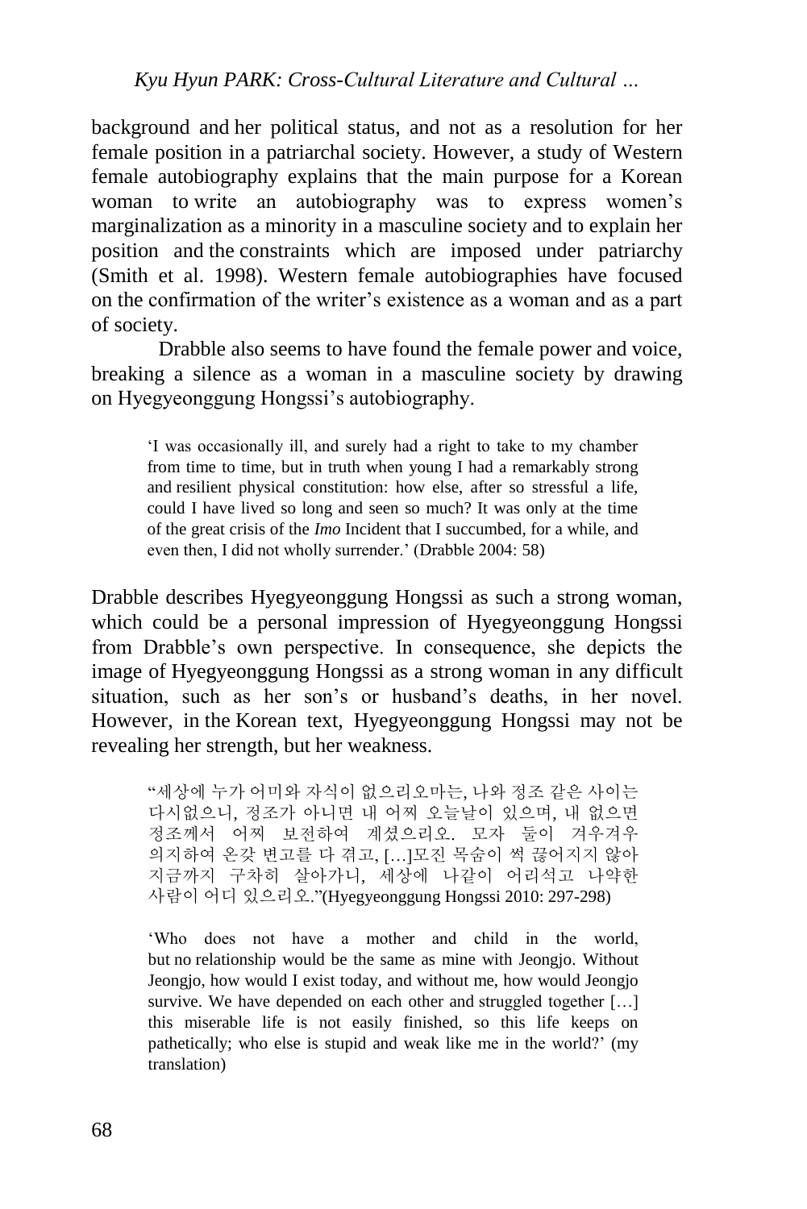background and her political status, and not as a resolution for her female position in a patriarchal society. However, a study of Western female autobiography explains that the main purpose for a Korean woman to write an autobiography was to express women's marginalization as a minority in a masculine society and to explain her position and the constraints which are imposed under patriarchy (Smith et al. 1998). Western female autobiographies have focused on the confirmation of the writer's existence as a woman and as a part of society.

Drabble also seems to have found the female power and voice, breaking a silence as a woman in a masculine society by drawing on Hyegyeonggung Hongssi's autobiography.

> 'I was occasionally ill, and surely had a right to take to my chamber from time to time, but in truth when young I had a remarkably strong and resilient physical constitution: how else, after so stressful a life, could I have lived so long and seen so much? It was only at the time of the great crisis of the *Imo* Incident that I succumbed, for a while, and even then, I did not wholly surrender.' (Drabble 2004: 58)

Drabble describes Hyegyeonggung Hongssi as such a strong woman, which could be a personal impression of Hyegyeonggung Hongssi from Drabble's own perspective. In consequence, she depicts the image of Hyegyeonggung Hongssi as a strong woman in any difficult situation, such as her son's or husband's deaths, in her novel. However, in the Korean text, Hyegyeonggung Hongssi may not be revealing her strength, but her weakness.

> "세상에 누가 어미와 자식이 없으리오마는, 나와 정조 같은 사이는 다시없으니, 정조가 아니면 내 어찌 오늘날이 있으며, 내 없으면 정조께서 어찌 보전하여 계셨으리오. 모자 둘이 겨우겨우 의지하여 온갖 변고를 다 겪고, […]모진 목숨이 썩 끊어지지 않아 지금까지 구차히 살아가니, 세상에 나같이 어리석고 나약한 사람이 어디 있으리오."(Hyegyeonggung Hongssi 2010: 297-298)

> 'Who does not have a mother and child in the world, but no relationship would be the same as mine with Jeongjo. Without Jeongjo, how would I exist today, and without me, how would Jeongjo survive. We have depended on each other and struggled together […] this miserable life is not easily finished, so this life keeps on pathetically; who else is stupid and weak like me in the world?' (my translation)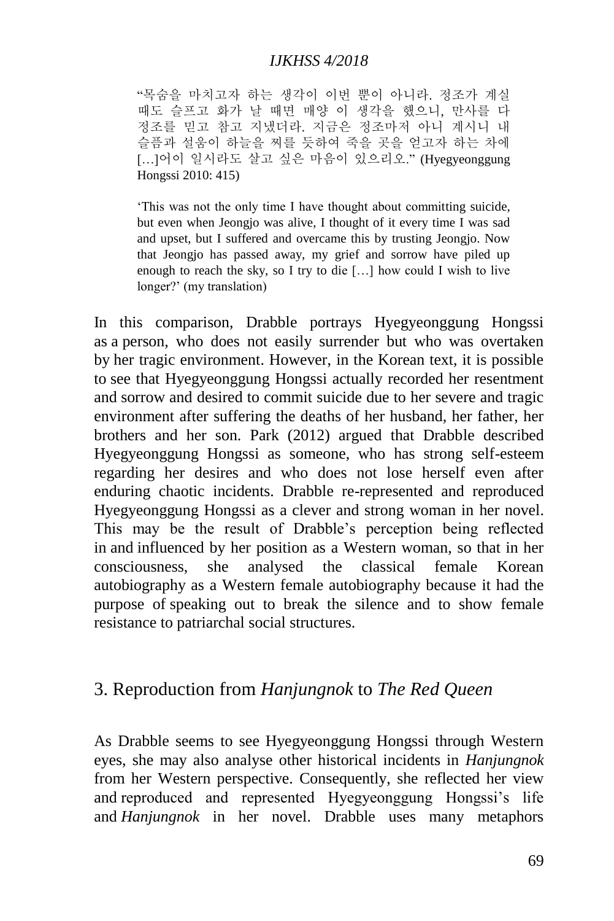> "목숨을 마치고자 하는 생각이 이번 뿐이 아니라. 정조가 계실 때도 슬프고 화가 날 때면 매양 이 생각을 했으니, 만사를 다 정조를 믿고 참고 지냈더라. 지금은 정조마저 아니 계시니 내 슬픔과 설움이 하늘을 찌를 듯하여 죽을 곳을 얻고자 하는 차에 […]어이 일시라도 살고 싶은 마음이 있으리오." (Hyegyeonggung Hongssi 2010: 415)
>
> 'This was not the only time I have thought about committing suicide, but even when Jeongjo was alive, I thought of it every time I was sad and upset, but I suffered and overcame this by trusting Jeongjo. Now that Jeongjo has passed away, my grief and sorrow have piled up enough to reach the sky, so I try to die […] how could I wish to live longer?' (my translation)

In this comparison, Drabble portrays Hyegyeonggung Hongssi as a person, who does not easily surrender but who was overtaken by her tragic environment. However, in the Korean text, it is possible to see that Hyegyeonggung Hongssi actually recorded her resentment and sorrow and desired to commit suicide due to her severe and tragic environment after suffering the deaths of her husband, her father, her brothers and her son. Park (2012) argued that Drabble described Hyegyeonggung Hongssi as someone, who has strong self-esteem regarding her desires and who does not lose herself even after enduring chaotic incidents. Drabble re-represented and reproduced Hyegyeonggung Hongssi as a clever and strong woman in her novel. This may be the result of Drabble's perception being reflected in and influenced by her position as a Western woman, so that in her consciousness, she analysed the classical female Korean autobiography as a Western female autobiography because it had the purpose of speaking out to break the silence and to show female resistance to patriarchal social structures.

## 3. Reproduction from *Hanjungnok* to *The Red Queen*

As Drabble seems to see Hyegyeonggung Hongssi through Western eyes, she may also analyse other historical incidents in *Hanjungnok* from her Western perspective. Consequently, she reflected her view and reproduced and represented Hyegyeonggung Hongssi's life and *Hanjungnok* in her novel. Drabble uses many metaphors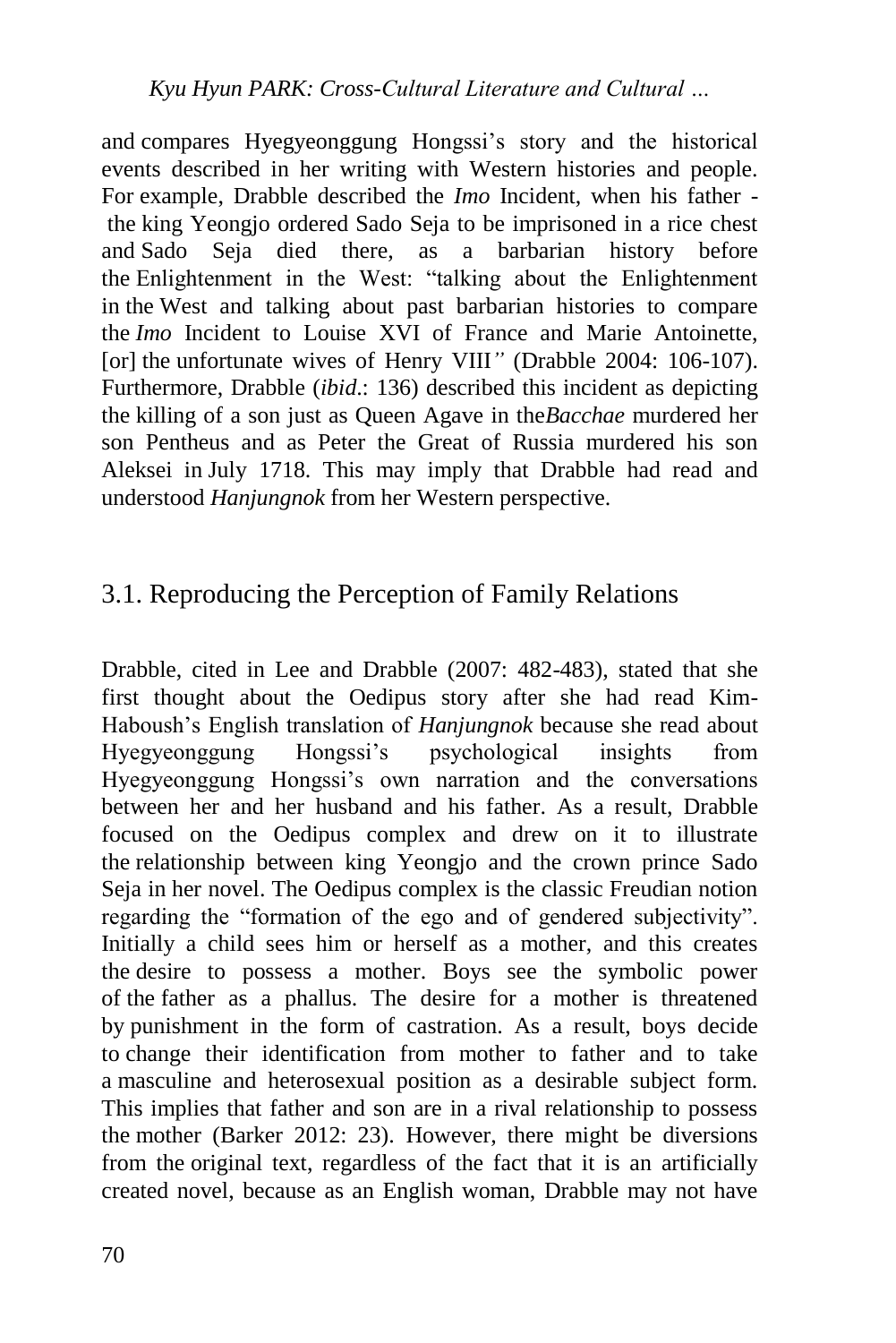and compares Hyegyeonggung Hongssi's story and the historical events described in her writing with Western histories and people. For example, Drabble described the *Imo* Incident, when his father - the king Yeongjo ordered Sado Seja to be imprisoned in a rice chest and Sado Seja died there, as a barbarian history before the Enlightenment in the West: "talking about the Enlightenment in the West and talking about past barbarian histories to compare the *Imo* Incident to Louise XVI of France and Marie Antoinette, [or] the unfortunate wives of Henry VIII*"* (Drabble 2004: 106-107). Furthermore, Drabble (*ibid*.: 136) described this incident as depicting the killing of a son just as Queen Agave in the*Bacchae* murdered her son Pentheus and as Peter the Great of Russia murdered his son Aleksei in July 1718. This may imply that Drabble had read and understood *Hanjungnok* from her Western perspective.

## 3.1. Reproducing the Perception of Family Relations

Drabble, cited in Lee and Drabble (2007: 482-483), stated that she first thought about the Oedipus story after she had read Kim-Haboush's English translation of *Hanjungnok* because she read about Hyegyeonggung Hongssi's psychological insights from Hyegyeonggung Hongssi's own narration and the conversations between her and her husband and his father. As a result, Drabble focused on the Oedipus complex and drew on it to illustrate the relationship between king Yeongjo and the crown prince Sado Seja in her novel. The Oedipus complex is the classic Freudian notion regarding the "formation of the ego and of gendered subjectivity". Initially a child sees him or herself as a mother, and this creates the desire to possess a mother. Boys see the symbolic power of the father as a phallus. The desire for a mother is threatened by punishment in the form of castration. As a result, boys decide to change their identification from mother to father and to take a masculine and heterosexual position as a desirable subject form. This implies that father and son are in a rival relationship to possess the mother (Barker 2012: 23). However, there might be diversions from the original text, regardless of the fact that it is an artificially created novel, because as an English woman, Drabble may not have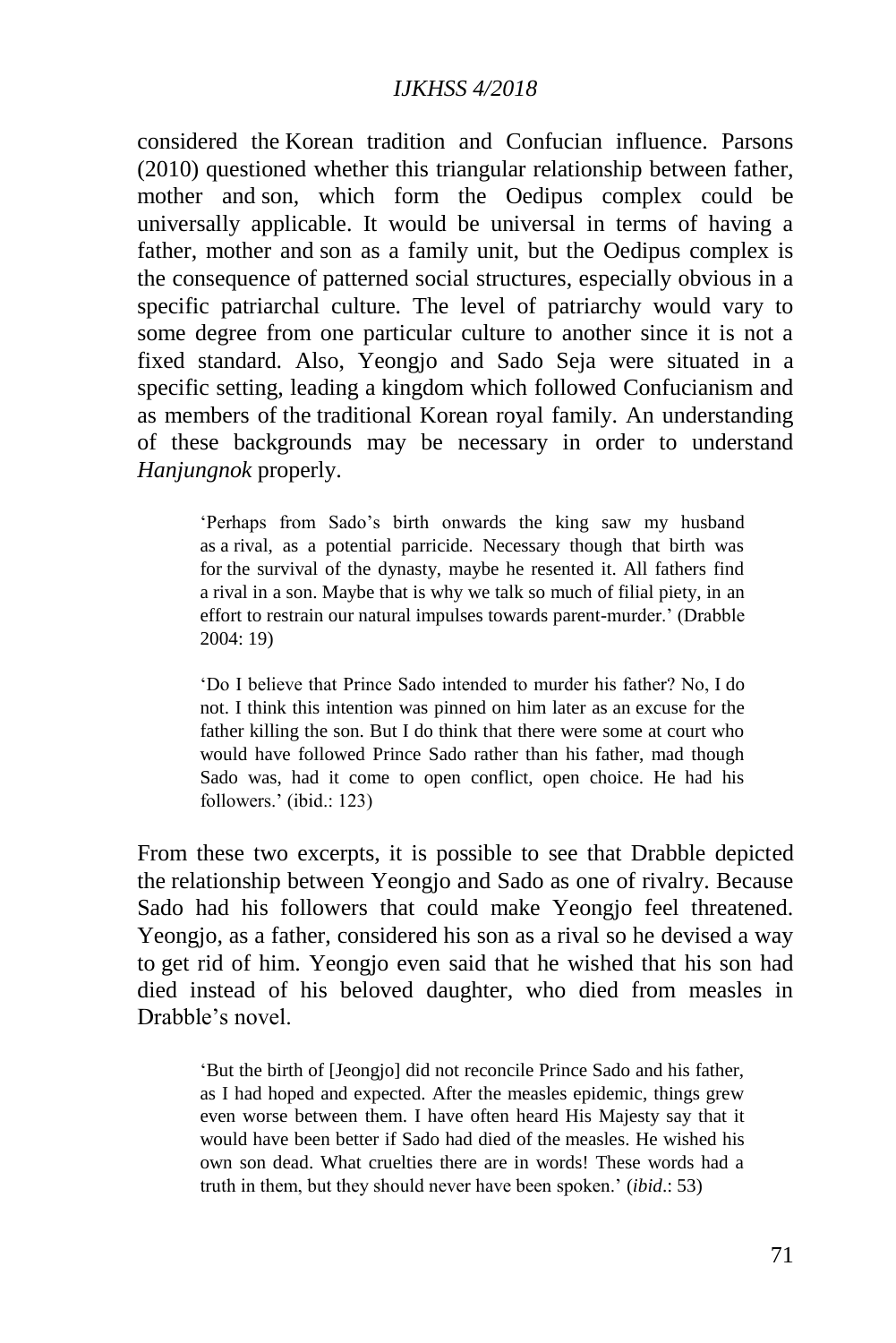considered the Korean tradition and Confucian influence. Parsons (2010) questioned whether this triangular relationship between father, mother and son, which form the Oedipus complex could be universally applicable. It would be universal in terms of having a father, mother and son as a family unit, but the Oedipus complex is the consequence of patterned social structures, especially obvious in a specific patriarchal culture. The level of patriarchy would vary to some degree from one particular culture to another since it is not a fixed standard. Also, Yeongjo and Sado Seja were situated in a specific setting, leading a kingdom which followed Confucianism and as members of the traditional Korean royal family. An understanding of these backgrounds may be necessary in order to understand *Hanjungnok* properly.

> 'Perhaps from Sado's birth onwards the king saw my husband as a rival, as a potential parricide. Necessary though that birth was for the survival of the dynasty, maybe he resented it. All fathers find a rival in a son. Maybe that is why we talk so much of filial piety, in an effort to restrain our natural impulses towards parent-murder.' (Drabble 2004: 19)

> 'Do I believe that Prince Sado intended to murder his father? No, I do not. I think this intention was pinned on him later as an excuse for the father killing the son. But I do think that there were some at court who would have followed Prince Sado rather than his father, mad though Sado was, had it come to open conflict, open choice. He had his followers.' (ibid.: 123)

From these two excerpts, it is possible to see that Drabble depicted the relationship between Yeongjo and Sado as one of rivalry. Because Sado had his followers that could make Yeongjo feel threatened. Yeongjo, as a father, considered his son as a rival so he devised a way to get rid of him. Yeongjo even said that he wished that his son had died instead of his beloved daughter, who died from measles in Drabble's novel.

> 'But the birth of [Jeongjo] did not reconcile Prince Sado and his father, as I had hoped and expected. After the measles epidemic, things grew even worse between them. I have often heard His Majesty say that it would have been better if Sado had died of the measles. He wished his own son dead. What cruelties there are in words! These words had a truth in them, but they should never have been spoken.' (*ibid*.: 53)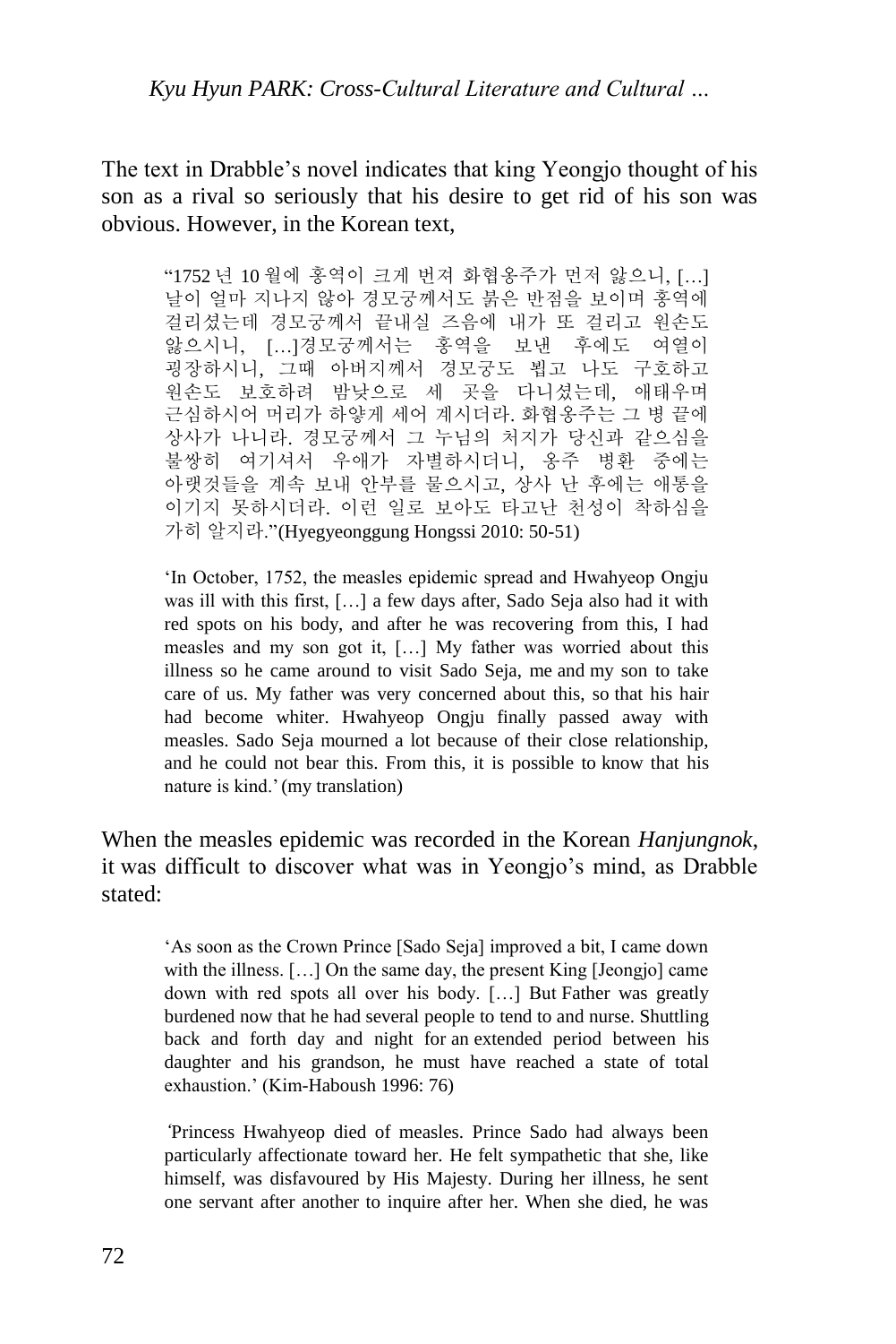The text in Drabble's novel indicates that king Yeongjo thought of his son as a rival so seriously that his desire to get rid of his son was obvious. However, in the Korean text,

> "1752 년 10 월에 홍역이 크게 번져 화협옹주가 먼저 앓으니, […] 날이 얼마 지나지 않아 경모궁께서도 붉은 반점을 보이며 홍역에 걸리셨는데 경모궁께서 끝내실 즈음에 내가 또 걸리고 원손도 앓으시니, […]경모궁께서는 홍역을 보낸 후에도 여열이 굉장하시니, 그때 아버지께서 경모궁도 뵙고 나도 구호하고 원손도 보호하려 밤낮으로 세 곳을 다니셨는데, 애태우며 근심하시어 머리가 하얗게 세어 계시더라. 화협옹주는 그 병 끝에 상사가 나니라. 경모궁께서 그 누님의 처지가 당신과 같으심을 불쌍히 여기셔서 우애가 자별하시더니, 옹주 병환 중에는 아랫것들을 계속 보내 안부를 물으시고, 상사 난 후에는 애통을 이기지 못하시더라. 이런 일로 보아도 타고난 천성이 착하심을 가히 알지라."(Hyegyeonggung Hongssi 2010: 50-51)
>
> 'In October, 1752, the measles epidemic spread and Hwahyeop Ongju was ill with this first, […] a few days after, Sado Seja also had it with red spots on his body, and after he was recovering from this, I had measles and my son got it, […] My father was worried about this illness so he came around to visit Sado Seja, me and my son to take care of us. My father was very concerned about this, so that his hair had become whiter. Hwahyeop Ongju finally passed away with measles. Sado Seja mourned a lot because of their close relationship, and he could not bear this. From this, it is possible to know that his nature is kind.' (my translation)

When the measles epidemic was recorded in the Korean *Hanjungnok*, it was difficult to discover what was in Yeongjo's mind, as Drabble stated:

> 'As soon as the Crown Prince [Sado Seja] improved a bit, I came down with the illness. […] On the same day, the present King [Jeongjo] came down with red spots all over his body. […] But Father was greatly burdened now that he had several people to tend to and nurse. Shuttling back and forth day and night for an extended period between his daughter and his grandson, he must have reached a state of total exhaustion.' (Kim-Haboush 1996: 76)
>
> 'Princess Hwahyeop died of measles. Prince Sado had always been particularly affectionate toward her. He felt sympathetic that she, like himself, was disfavoured by His Majesty. During her illness, he sent one servant after another to inquire after her. When she died, he was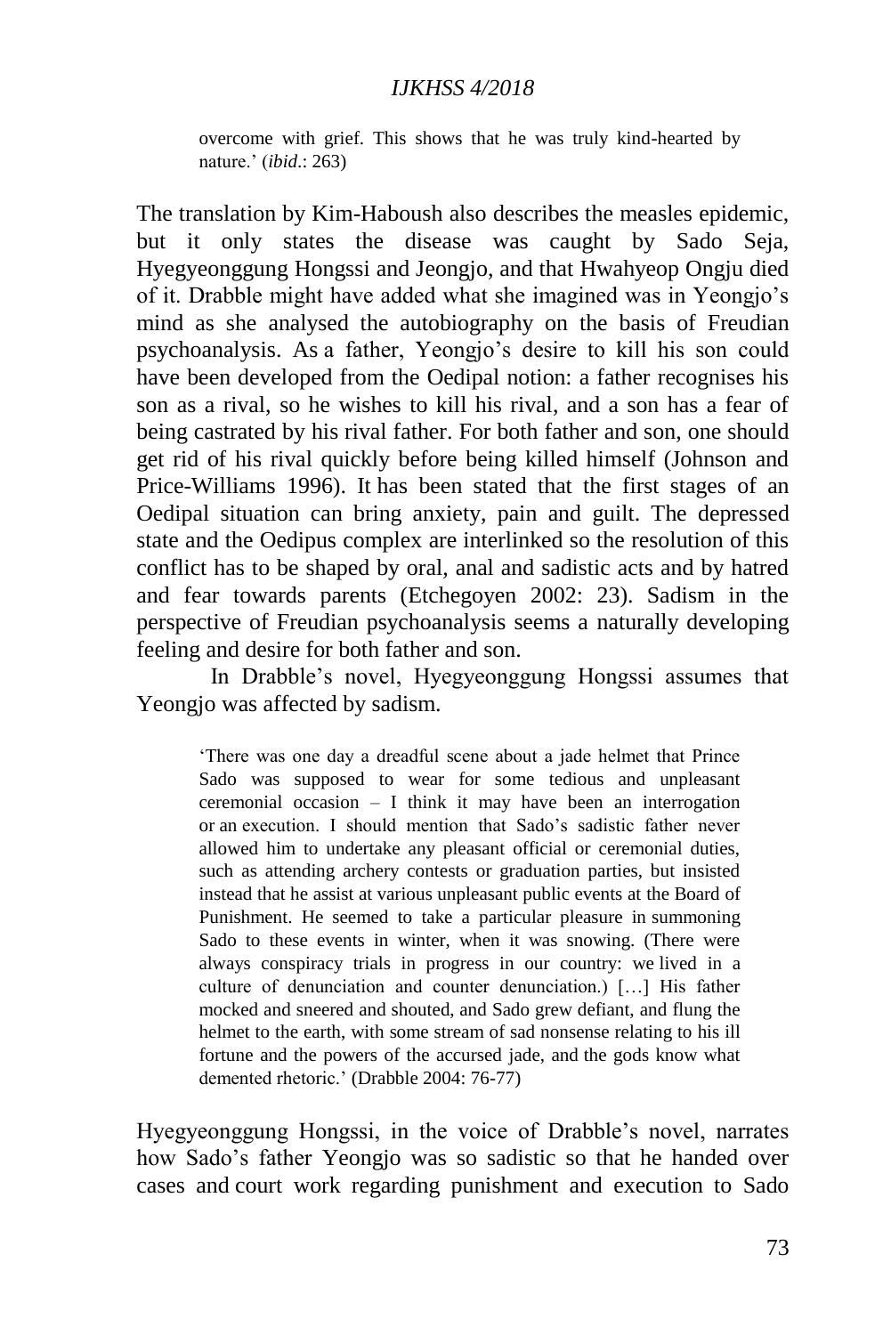> overcome with grief. This shows that he was truly kind-hearted by nature.' (*ibid*.: 263)

The translation by Kim-Haboush also describes the measles epidemic, but it only states the disease was caught by Sado Seja, Hyegyeonggung Hongssi and Jeongjo, and that Hwahyeop Ongju died of it. Drabble might have added what she imagined was in Yeongjo's mind as she analysed the autobiography on the basis of Freudian psychoanalysis. As a father, Yeongjo's desire to kill his son could have been developed from the Oedipal notion: a father recognises his son as a rival, so he wishes to kill his rival, and a son has a fear of being castrated by his rival father. For both father and son, one should get rid of his rival quickly before being killed himself (Johnson and Price-Williams 1996). It has been stated that the first stages of an Oedipal situation can bring anxiety, pain and guilt. The depressed state and the Oedipus complex are interlinked so the resolution of this conflict has to be shaped by oral, anal and sadistic acts and by hatred and fear towards parents (Etchegoyen 2002: 23). Sadism in the perspective of Freudian psychoanalysis seems a naturally developing feeling and desire for both father and son.

In Drabble's novel, Hyegyeonggung Hongssi assumes that Yeongjo was affected by sadism.

> 'There was one day a dreadful scene about a jade helmet that Prince Sado was supposed to wear for some tedious and unpleasant ceremonial occasion – I think it may have been an interrogation or an execution. I should mention that Sado's sadistic father never allowed him to undertake any pleasant official or ceremonial duties, such as attending archery contests or graduation parties, but insisted instead that he assist at various unpleasant public events at the Board of Punishment. He seemed to take a particular pleasure in summoning Sado to these events in winter, when it was snowing. (There were always conspiracy trials in progress in our country: we lived in a culture of denunciation and counter denunciation.) […] His father mocked and sneered and shouted, and Sado grew defiant, and flung the helmet to the earth, with some stream of sad nonsense relating to his ill fortune and the powers of the accursed jade, and the gods know what demented rhetoric.' (Drabble 2004: 76-77)

Hyegyeonggung Hongssi, in the voice of Drabble's novel, narrates how Sado's father Yeongjo was so sadistic so that he handed over cases and court work regarding punishment and execution to Sado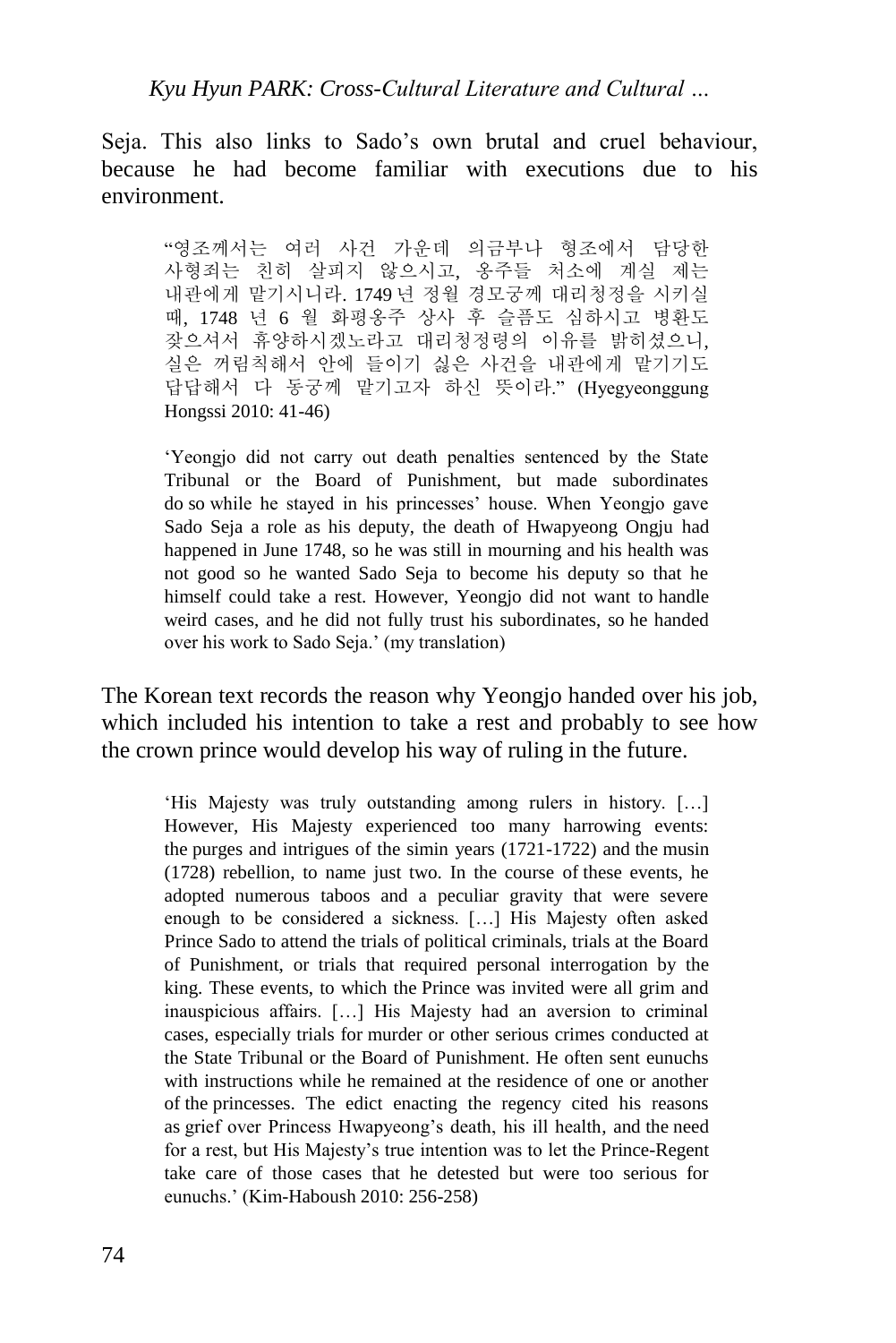Seja. This also links to Sado's own brutal and cruel behaviour, because he had become familiar with executions due to his environment.

> "영조께서는 여러 사건 가운데 의금부나 형조에서 담당한 사형죄는 친히 살피지 않으시고, 옹주들 처소에 계실 제는 내관에게 맡기시니라. 1749 년 정월 경모궁께 대리청정을 시키실 때, 1748 년 6 월 화평옹주 상사 후 슬픔도 심하시고 병환도 잦으셔서 휴양하시겠노라고 대리청정령의 이유를 밝히셨으니, 실은 꺼림칙해서 안에 들이기 싫은 사건을 내관에게 맡기기도 답답해서 다 동궁께 맡기고자 하신 뜻이라." (Hyegyeonggung Hongssi 2010: 41-46)
>
> 'Yeongjo did not carry out death penalties sentenced by the State Tribunal or the Board of Punishment, but made subordinates do so while he stayed in his princesses' house. When Yeongjo gave Sado Seja a role as his deputy, the death of Hwapyeong Ongju had happened in June 1748, so he was still in mourning and his health was not good so he wanted Sado Seja to become his deputy so that he himself could take a rest. However, Yeongjo did not want to handle weird cases, and he did not fully trust his subordinates, so he handed over his work to Sado Seja.' (my translation)

The Korean text records the reason why Yeongjo handed over his job, which included his intention to take a rest and probably to see how the crown prince would develop his way of ruling in the future.

> 'His Majesty was truly outstanding among rulers in history. […] However, His Majesty experienced too many harrowing events: the purges and intrigues of the simin years (1721-1722) and the musin (1728) rebellion, to name just two. In the course of these events, he adopted numerous taboos and a peculiar gravity that were severe enough to be considered a sickness. […] His Majesty often asked Prince Sado to attend the trials of political criminals, trials at the Board of Punishment, or trials that required personal interrogation by the king. These events, to which the Prince was invited were all grim and inauspicious affairs. […] His Majesty had an aversion to criminal cases, especially trials for murder or other serious crimes conducted at the State Tribunal or the Board of Punishment. He often sent eunuchs with instructions while he remained at the residence of one or another of the princesses. The edict enacting the regency cited his reasons as grief over Princess Hwapyeong's death, his ill health, and the need for a rest, but His Majesty's true intention was to let the Prince-Regent take care of those cases that he detested but were too serious for eunuchs.' (Kim-Haboush 2010: 256-258)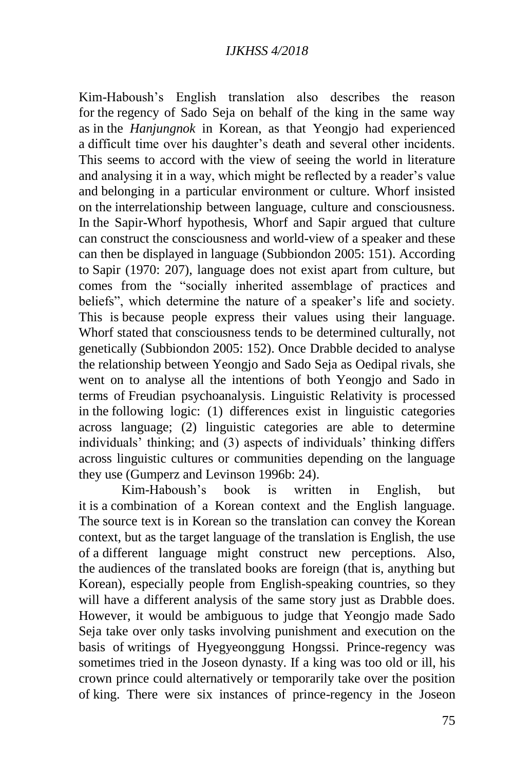Kim-Haboush's English translation also describes the reason for the regency of Sado Seja on behalf of the king in the same way as in the *Hanjungnok* in Korean, as that Yeongjo had experienced a difficult time over his daughter's death and several other incidents. This seems to accord with the view of seeing the world in literature and analysing it in a way, which might be reflected by a reader's value and belonging in a particular environment or culture. Whorf insisted on the interrelationship between language, culture and consciousness. In the Sapir-Whorf hypothesis, Whorf and Sapir argued that culture can construct the consciousness and world-view of a speaker and these can then be displayed in language (Subbiondon 2005: 151). According to Sapir (1970: 207), language does not exist apart from culture, but comes from the "socially inherited assemblage of practices and beliefs", which determine the nature of a speaker's life and society. This is because people express their values using their language. Whorf stated that consciousness tends to be determined culturally, not genetically (Subbiondon 2005: 152). Once Drabble decided to analyse the relationship between Yeongjo and Sado Seja as Oedipal rivals, she went on to analyse all the intentions of both Yeongjo and Sado in terms of Freudian psychoanalysis. Linguistic Relativity is processed in the following logic: (1) differences exist in linguistic categories across language; (2) linguistic categories are able to determine individuals' thinking; and (3) aspects of individuals' thinking differs across linguistic cultures or communities depending on the language they use (Gumperz and Levinson 1996b: 24).

Kim-Haboush's book is written in English, but it is a combination of a Korean context and the English language. The source text is in Korean so the translation can convey the Korean context, but as the target language of the translation is English, the use of a different language might construct new perceptions. Also, the audiences of the translated books are foreign (that is, anything but Korean), especially people from English-speaking countries, so they will have a different analysis of the same story just as Drabble does. However, it would be ambiguous to judge that Yeongjo made Sado Seja take over only tasks involving punishment and execution on the basis of writings of Hyegyeonggung Hongssi. Prince-regency was sometimes tried in the Joseon dynasty. If a king was too old or ill, his crown prince could alternatively or temporarily take over the position of king. There were six instances of prince-regency in the Joseon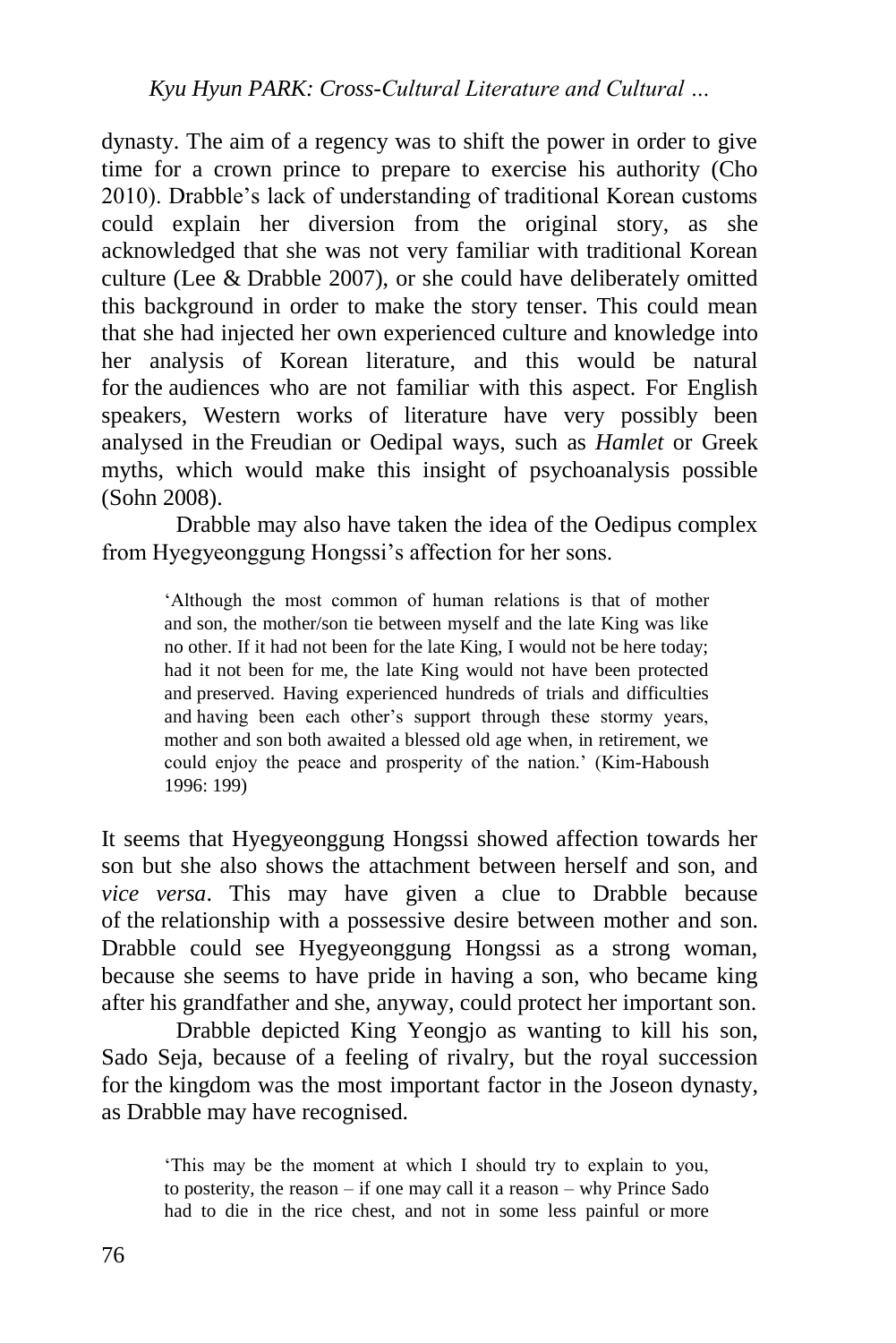dynasty. The aim of a regency was to shift the power in order to give time for a crown prince to prepare to exercise his authority (Cho 2010). Drabble's lack of understanding of traditional Korean customs could explain her diversion from the original story, as she acknowledged that she was not very familiar with traditional Korean culture (Lee & Drabble 2007), or she could have deliberately omitted this background in order to make the story tenser. This could mean that she had injected her own experienced culture and knowledge into her analysis of Korean literature, and this would be natural for the audiences who are not familiar with this aspect. For English speakers, Western works of literature have very possibly been analysed in the Freudian or Oedipal ways, such as *Hamlet* or Greek myths, which would make this insight of psychoanalysis possible (Sohn 2008).

Drabble may also have taken the idea of the Oedipus complex from Hyegyeonggung Hongssi's affection for her sons.

> 'Although the most common of human relations is that of mother and son, the mother/son tie between myself and the late King was like no other. If it had not been for the late King, I would not be here today; had it not been for me, the late King would not have been protected and preserved. Having experienced hundreds of trials and difficulties and having been each other's support through these stormy years, mother and son both awaited a blessed old age when, in retirement, we could enjoy the peace and prosperity of the nation.' (Kim-Haboush 1996: 199)

It seems that Hyegyeonggung Hongssi showed affection towards her son but she also shows the attachment between herself and son, and *vice versa*. This may have given a clue to Drabble because of the relationship with a possessive desire between mother and son. Drabble could see Hyegyeonggung Hongssi as a strong woman, because she seems to have pride in having a son, who became king after his grandfather and she, anyway, could protect her important son.

Drabble depicted King Yeongjo as wanting to kill his son, Sado Seja, because of a feeling of rivalry, but the royal succession for the kingdom was the most important factor in the Joseon dynasty, as Drabble may have recognised.

> 'This may be the moment at which I should try to explain to you, to posterity, the reason – if one may call it a reason – why Prince Sado had to die in the rice chest, and not in some less painful or more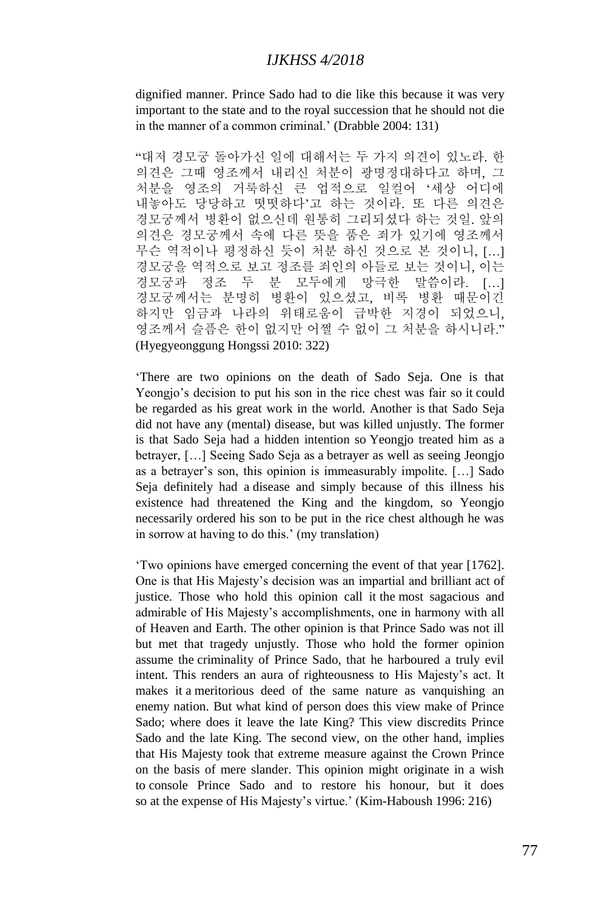dignified manner. Prince Sado had to die like this because it was very important to the state and to the royal succession that he should not die in the manner of a common criminal.' (Drabble 2004: 131)

"대저 경모궁 돌아가신 일에 대해서는 두 가지 의견이 있노라. 한 의견은 그때 영조께서 내리신 처분이 광명정대하다고 하며, 그 처분을 영조의 거룩하신 큰 업적으로 일컬어 '세상 어디에 내놓아도 당당하고 떳떳하다'고 하는 것이라. 또 다른 의견은 경모궁께서 병환이 없으신데 원통히 그리되셨다 하는 것일. 앞의 의견은 경모궁께서 속에 다른 뜻을 품은 죄가 있기에 영조께서 무슨 역적이나 평정하신 듯이 처분 하신 것으로 본 것이니, […] 경모궁을 역적으로 보고 정조를 죄인의 아들로 보는 것이니, 이는 경모궁과 정조 두 분 모두에게 망극한 말씀이라. […] 경모궁께서는 분명히 병환이 있으셨고, 비록 병환 때문이긴 하지만 임금과 나라의 위태로움이 급박한 지경이 되었으니, 영조께서 슬픔은 한이 없지만 어쩔 수 없이 그 처분을 하시니라." (Hyegyeonggung Hongssi 2010: 322)

'There are two opinions on the death of Sado Seja. One is that Yeongjo's decision to put his son in the rice chest was fair so it could be regarded as his great work in the world. Another is that Sado Seja did not have any (mental) disease, but was killed unjustly. The former is that Sado Seja had a hidden intention so Yeongjo treated him as a betrayer, […] Seeing Sado Seja as a betrayer as well as seeing Jeongjo as a betrayer's son, this opinion is immeasurably impolite. […] Sado Seja definitely had a disease and simply because of this illness his existence had threatened the King and the kingdom, so Yeongjo necessarily ordered his son to be put in the rice chest although he was in sorrow at having to do this.' (my translation)

'Two opinions have emerged concerning the event of that year [1762]. One is that His Majesty's decision was an impartial and brilliant act of justice. Those who hold this opinion call it the most sagacious and admirable of His Majesty's accomplishments, one in harmony with all of Heaven and Earth. The other opinion is that Prince Sado was not ill but met that tragedy unjustly. Those who hold the former opinion assume the criminality of Prince Sado, that he harboured a truly evil intent. This renders an aura of righteousness to His Majesty's act. It makes it a meritorious deed of the same nature as vanquishing an enemy nation. But what kind of person does this view make of Prince Sado; where does it leave the late King? This view discredits Prince Sado and the late King. The second view, on the other hand, implies that His Majesty took that extreme measure against the Crown Prince on the basis of mere slander. This opinion might originate in a wish to console Prince Sado and to restore his honour, but it does so at the expense of His Majesty's virtue.' (Kim-Haboush 1996: 216)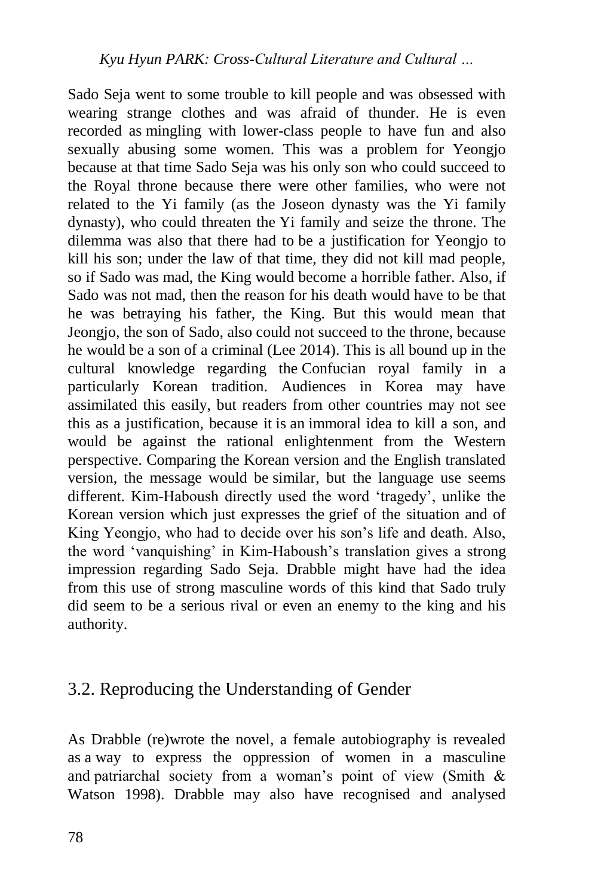Sado Seja went to some trouble to kill people and was obsessed with wearing strange clothes and was afraid of thunder. He is even recorded as mingling with lower-class people to have fun and also sexually abusing some women. This was a problem for Yeongjo because at that time Sado Seja was his only son who could succeed to the Royal throne because there were other families, who were not related to the Yi family (as the Joseon dynasty was the Yi family dynasty), who could threaten the Yi family and seize the throne. The dilemma was also that there had to be a justification for Yeongjo to kill his son; under the law of that time, they did not kill mad people, so if Sado was mad, the King would become a horrible father. Also, if Sado was not mad, then the reason for his death would have to be that he was betraying his father, the King. But this would mean that Jeongjo, the son of Sado, also could not succeed to the throne, because he would be a son of a criminal (Lee 2014). This is all bound up in the cultural knowledge regarding the Confucian royal family in a particularly Korean tradition. Audiences in Korea may have assimilated this easily, but readers from other countries may not see this as a justification, because it is an immoral idea to kill a son, and would be against the rational enlightenment from the Western perspective. Comparing the Korean version and the English translated version, the message would be similar, but the language use seems different. Kim-Haboush directly used the word 'tragedy', unlike the Korean version which just expresses the grief of the situation and of King Yeongjo, who had to decide over his son's life and death. Also, the word 'vanquishing' in Kim-Haboush's translation gives a strong impression regarding Sado Seja. Drabble might have had the idea from this use of strong masculine words of this kind that Sado truly did seem to be a serious rival or even an enemy to the king and his authority.

## 3.2. Reproducing the Understanding of Gender

As Drabble (re)wrote the novel, a female autobiography is revealed as a way to express the oppression of women in a masculine and patriarchal society from a woman's point of view (Smith & Watson 1998). Drabble may also have recognised and analysed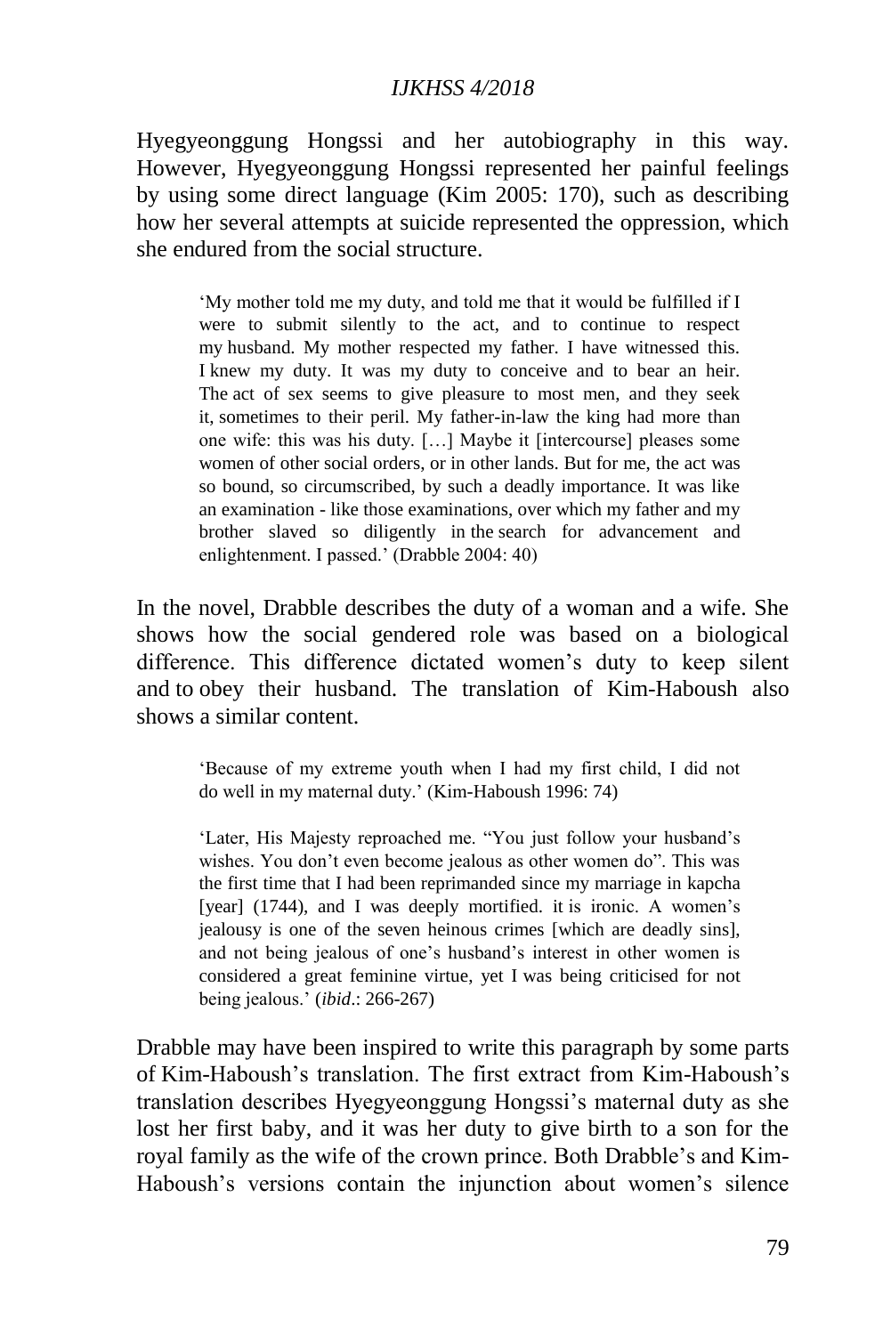Hyegyeonggung Hongssi and her autobiography in this way. However, Hyegyeonggung Hongssi represented her painful feelings by using some direct language (Kim 2005: 170), such as describing how her several attempts at suicide represented the oppression, which she endured from the social structure.

> 'My mother told me my duty, and told me that it would be fulfilled if I were to submit silently to the act, and to continue to respect my husband. My mother respected my father. I have witnessed this. I knew my duty. It was my duty to conceive and to bear an heir. The act of sex seems to give pleasure to most men, and they seek it, sometimes to their peril. My father-in-law the king had more than one wife: this was his duty. […] Maybe it [intercourse] pleases some women of other social orders, or in other lands. But for me, the act was so bound, so circumscribed, by such a deadly importance. It was like an examination - like those examinations, over which my father and my brother slaved so diligently in the search for advancement and enlightenment. I passed.' (Drabble 2004: 40)

In the novel, Drabble describes the duty of a woman and a wife. She shows how the social gendered role was based on a biological difference. This difference dictated women's duty to keep silent and to obey their husband. The translation of Kim-Haboush also shows a similar content.

> 'Because of my extreme youth when I had my first child, I did not do well in my maternal duty.' (Kim-Haboush 1996: 74)

> 'Later, His Majesty reproached me. "You just follow your husband's wishes. You don't even become jealous as other women do". This was the first time that I had been reprimanded since my marriage in kapcha [year] (1744), and I was deeply mortified. it is ironic. A women's jealousy is one of the seven heinous crimes [which are deadly sins], and not being jealous of one's husband's interest in other women is considered a great feminine virtue, yet I was being criticised for not being jealous.' (*ibid*.: 266-267)

Drabble may have been inspired to write this paragraph by some parts of Kim-Haboush's translation. The first extract from Kim-Haboush's translation describes Hyegyeonggung Hongssi's maternal duty as she lost her first baby, and it was her duty to give birth to a son for the royal family as the wife of the crown prince. Both Drabble's and Kim-Haboush's versions contain the injunction about women's silence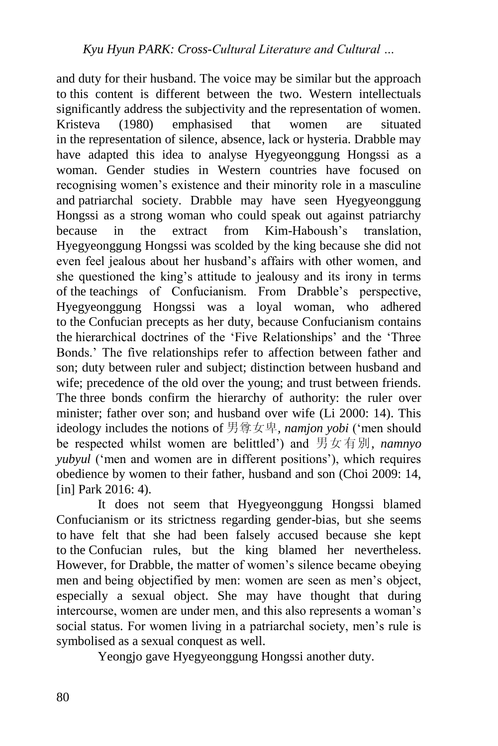and duty for their husband. The voice may be similar but the approach to this content is different between the two. Western intellectuals significantly address the subjectivity and the representation of women. Kristeva (1980) emphasised that women are situated in the representation of silence, absence, lack or hysteria. Drabble may have adapted this idea to analyse Hyegyeonggung Hongssi as a woman. Gender studies in Western countries have focused on recognising women's existence and their minority role in a masculine and patriarchal society. Drabble may have seen Hyegyeonggung Hongssi as a strong woman who could speak out against patriarchy because in the extract from Kim-Haboush's translation, Hyegyeonggung Hongssi was scolded by the king because she did not even feel jealous about her husband's affairs with other women, and she questioned the king's attitude to jealousy and its irony in terms of the teachings of Confucianism. From Drabble's perspective, Hyegyeonggung Hongssi was a loyal woman, who adhered to the Confucian precepts as her duty, because Confucianism contains the hierarchical doctrines of the 'Five Relationships' and the 'Three Bonds.' The five relationships refer to affection between father and son; duty between ruler and subject; distinction between husband and wife; precedence of the old over the young; and trust between friends. The three bonds confirm the hierarchy of authority: the ruler over minister; father over son; and husband over wife (Li 2000: 14). This ideology includes the notions of 男尊女卑, *namjon yobi* ('men should be respected whilst women are belittled') and 男女有別, *namnyo yubyul* ('men and women are in different positions'), which requires obedience by women to their father, husband and son (Choi 2009: 14, [in] Park 2016: 4).

It does not seem that Hyegyeonggung Hongssi blamed Confucianism or its strictness regarding gender-bias, but she seems to have felt that she had been falsely accused because she kept to the Confucian rules, but the king blamed her nevertheless. However, for Drabble, the matter of women's silence became obeying men and being objectified by men: women are seen as men's object, especially a sexual object. She may have thought that during intercourse, women are under men, and this also represents a woman's social status. For women living in a patriarchal society, men's rule is symbolised as a sexual conquest as well.

Yeongjo gave Hyegyeonggung Hongssi another duty.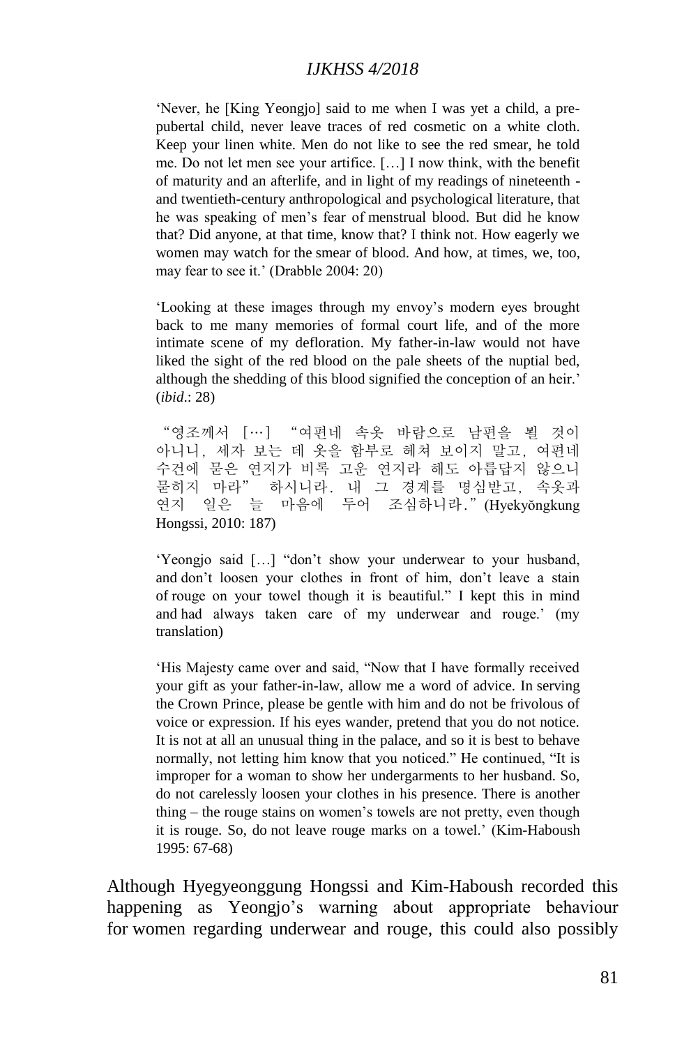> 'Never, he [King Yeongjo] said to me when I was yet a child, a pre-pubertal child, never leave traces of red cosmetic on a white cloth. Keep your linen white. Men do not like to see the red smear, he told me. Do not let men see your artifice. […] I now think, with the benefit of maturity and an afterlife, and in light of my readings of nineteenth - and twentieth-century anthropological and psychological literature, that he was speaking of men's fear of menstrual blood. But did he know that? Did anyone, at that time, know that? I think not. How eagerly we women may watch for the smear of blood. And how, at times, we, too, may fear to see it.' (Drabble 2004: 20)

> 'Looking at these images through my envoy's modern eyes brought back to me many memories of formal court life, and of the more intimate scene of my defloration. My father-in-law would not have liked the sight of the red blood on the pale sheets of the nuptial bed, although the shedding of this blood signified the conception of an heir.' (*ibid*.: 28)

> "영조께서 […] "여편네 속옷 바람으로 남편을 뵐 것이 아니니, 세자 보는 데 옷을 함부로 헤쳐 보이지 말고, 여편네 수건에 묻은 연지가 비록 고운 연지라 해도 아름답지 않으니 묻히지 마라" 하시니라. 내 그 경계를 명심받고, 속옷과 연지 일은 늘 마음에 두어 조심하니라." (Hyekyŏngkung Hongssi, 2010: 187)

> 'Yeongjo said […] "don't show your underwear to your husband, and don't loosen your clothes in front of him, don't leave a stain of rouge on your towel though it is beautiful." I kept this in mind and had always taken care of my underwear and rouge.' (my translation)

> 'His Majesty came over and said, "Now that I have formally received your gift as your father-in-law, allow me a word of advice. In serving the Crown Prince, please be gentle with him and do not be frivolous of voice or expression. If his eyes wander, pretend that you do not notice. It is not at all an unusual thing in the palace, and so it is best to behave normally, not letting him know that you noticed." He continued, "It is improper for a woman to show her undergarments to her husband. So, do not carelessly loosen your clothes in his presence. There is another thing – the rouge stains on women's towels are not pretty, even though it is rouge. So, do not leave rouge marks on a towel.' (Kim-Haboush 1995: 67-68)

Although Hyegyeonggung Hongssi and Kim-Haboush recorded this happening as Yeongjo's warning about appropriate behaviour for women regarding underwear and rouge, this could also possibly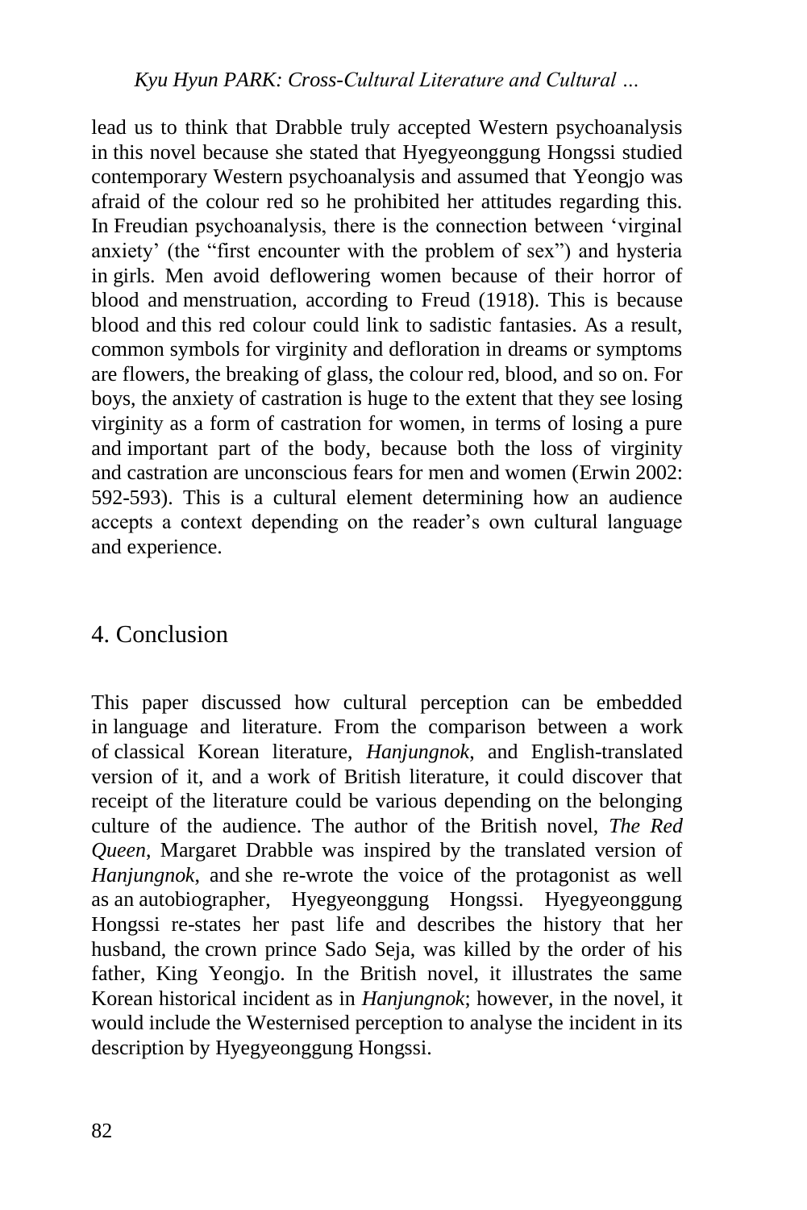lead us to think that Drabble truly accepted Western psychoanalysis in this novel because she stated that Hyegyeonggung Hongssi studied contemporary Western psychoanalysis and assumed that Yeongjo was afraid of the colour red so he prohibited her attitudes regarding this. In Freudian psychoanalysis, there is the connection between 'virginal anxiety' (the "first encounter with the problem of sex") and hysteria in girls. Men avoid deflowering women because of their horror of blood and menstruation, according to Freud (1918). This is because blood and this red colour could link to sadistic fantasies. As a result, common symbols for virginity and defloration in dreams or symptoms are flowers, the breaking of glass, the colour red, blood, and so on. For boys, the anxiety of castration is huge to the extent that they see losing virginity as a form of castration for women, in terms of losing a pure and important part of the body, because both the loss of virginity and castration are unconscious fears for men and women (Erwin 2002: 592-593). This is a cultural element determining how an audience accepts a context depending on the reader's own cultural language and experience.

## 4. Conclusion

This paper discussed how cultural perception can be embedded in language and literature. From the comparison between a work of classical Korean literature, *Hanjungnok*, and English-translated version of it, and a work of British literature, it could discover that receipt of the literature could be various depending on the belonging culture of the audience. The author of the British novel, *The Red Queen*, Margaret Drabble was inspired by the translated version of *Hanjungnok*, and she re-wrote the voice of the protagonist as well as an autobiographer, Hyegyeonggung Hongssi. Hyegyeonggung Hongssi re-states her past life and describes the history that her husband, the crown prince Sado Seja, was killed by the order of his father, King Yeongjo. In the British novel, it illustrates the same Korean historical incident as in *Hanjungnok*; however, in the novel, it would include the Westernised perception to analyse the incident in its description by Hyegyeonggung Hongssi.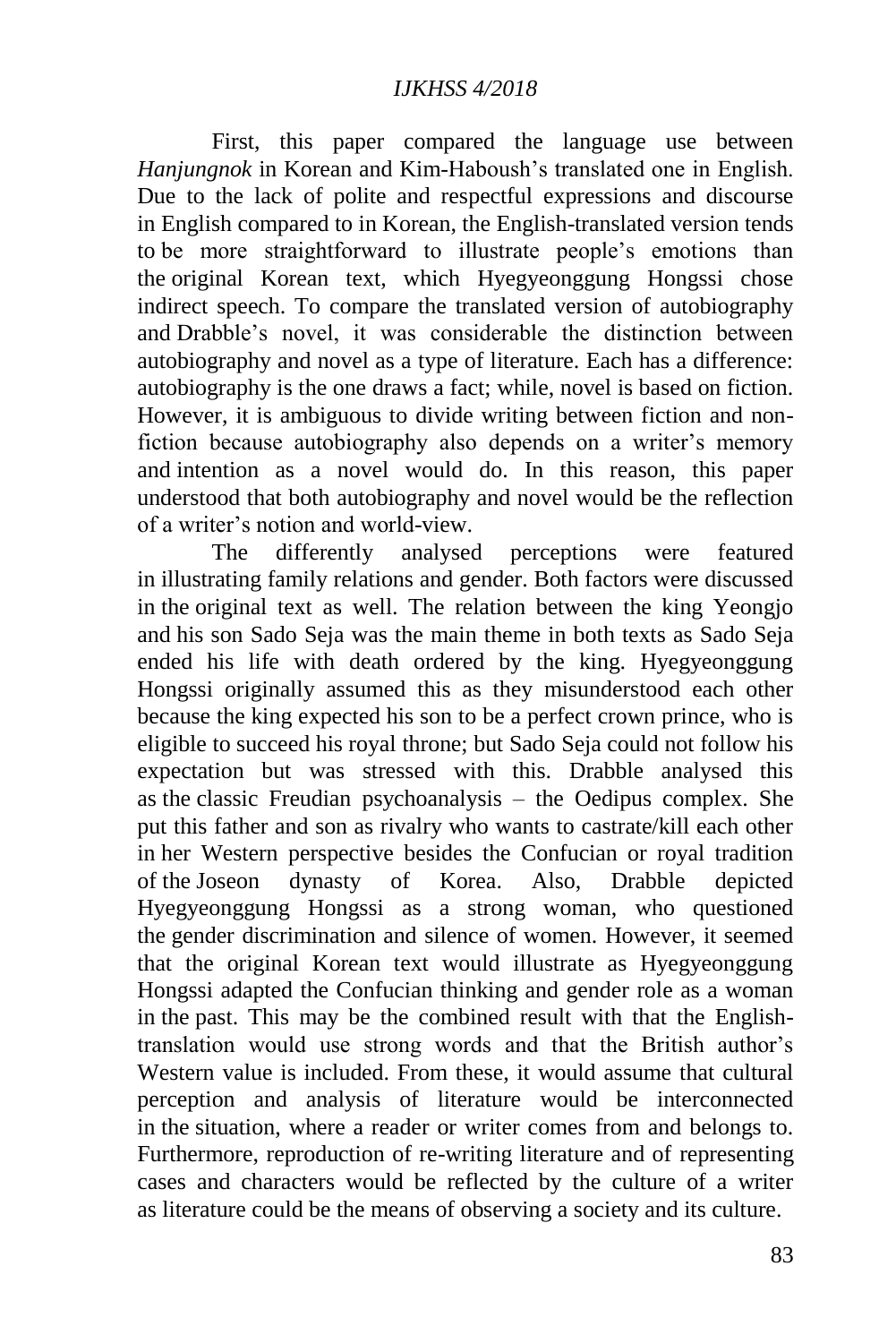First, this paper compared the language use between *Hanjungnok* in Korean and Kim-Haboush's translated one in English. Due to the lack of polite and respectful expressions and discourse in English compared to in Korean, the English-translated version tends to be more straightforward to illustrate people's emotions than the original Korean text, which Hyegyeonggung Hongssi chose indirect speech. To compare the translated version of autobiography and Drabble's novel, it was considerable the distinction between autobiography and novel as a type of literature. Each has a difference: autobiography is the one draws a fact; while, novel is based on fiction. However, it is ambiguous to divide writing between fiction and non-fiction because autobiography also depends on a writer's memory and intention as a novel would do. In this reason, this paper understood that both autobiography and novel would be the reflection of a writer's notion and world-view.

The differently analysed perceptions were featured in illustrating family relations and gender. Both factors were discussed in the original text as well. The relation between the king Yeongjo and his son Sado Seja was the main theme in both texts as Sado Seja ended his life with death ordered by the king. Hyegyeonggung Hongssi originally assumed this as they misunderstood each other because the king expected his son to be a perfect crown prince, who is eligible to succeed his royal throne; but Sado Seja could not follow his expectation but was stressed with this. Drabble analysed this as the classic Freudian psychoanalysis – the Oedipus complex. She put this father and son as rivalry who wants to castrate/kill each other in her Western perspective besides the Confucian or royal tradition of the Joseon dynasty of Korea. Also, Drabble depicted Hyegyeonggung Hongssi as a strong woman, who questioned the gender discrimination and silence of women. However, it seemed that the original Korean text would illustrate as Hyegyeonggung Hongssi adapted the Confucian thinking and gender role as a woman in the past. This may be the combined result with that the English-translation would use strong words and that the British author's Western value is included. From these, it would assume that cultural perception and analysis of literature would be interconnected in the situation, where a reader or writer comes from and belongs to. Furthermore, reproduction of re-writing literature and of representing cases and characters would be reflected by the culture of a writer as literature could be the means of observing a society and its culture.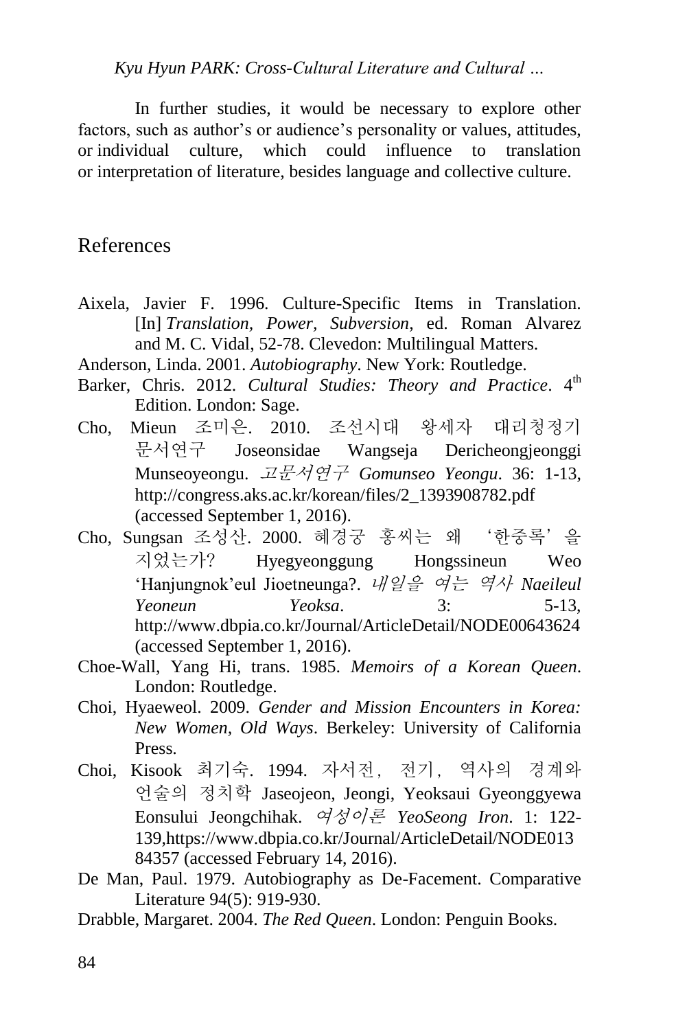In further studies, it would be necessary to explore other factors, such as author's or audience's personality or values, attitudes, or individual culture, which could influence to translation or interpretation of literature, besides language and collective culture.

## References

Aixela, Javier F. 1996. Culture-Specific Items in Translation. [In] *Translation, Power, Subversion*, ed. Roman Alvarez and M. C. Vidal, 52-78. Clevedon: Multilingual Matters.

Anderson, Linda. 2001. *Autobiography*. New York: Routledge.

Barker, Chris. 2012. *Cultural Studies: Theory and Practice*. 4th Edition. London: Sage.

Cho, Mieun 조미은. 2010. 조선시대 왕세자 대리청정기 문서연구 Joseonsidae Wangseja Dericheongjeonggi Munseoyeongu. *고문서연구 Gomunseo Yeongu*. 36: 1-13, http://congress.aks.ac.kr/korean/files/2_1393908782.pdf (accessed September 1, 2016).

Cho, Sungsan 조성산. 2000. 혜경궁 홍씨는 왜 '한중록'을 지었는가? Hyegyeonggung Hongssineun Weo 'Hanjungnok'eul Jioetneunga?. *내일을 여는 역사 Naeileul Yeoneun Yeoksa*. 3: 5-13, http://www.dbpia.co.kr/Journal/ArticleDetail/NODE00643624 (accessed September 1, 2016).

Choe-Wall, Yang Hi, trans. 1985. *Memoirs of a Korean Queen*. London: Routledge.

Choi, Hyaeweol. 2009. *Gender and Mission Encounters in Korea: New Women, Old Ways*. Berkeley: University of California Press.

Choi, Kisook 최기숙. 1994. 자서전, 전기, 역사의 경계와 언술의 정치학 Jaseojeon, Jeongi, Yeoksaui Gyeonggyewa Eonsului Jeongchihak. *여성이론 YeoSeong Iron*. 1: 122-139,https://www.dbpia.co.kr/Journal/ArticleDetail/NODE01384357 (accessed February 14, 2016).

De Man, Paul. 1979. Autobiography as De-Facement. Comparative Literature 94(5): 919-930.

Drabble, Margaret. 2004. *The Red Queen*. London: Penguin Books.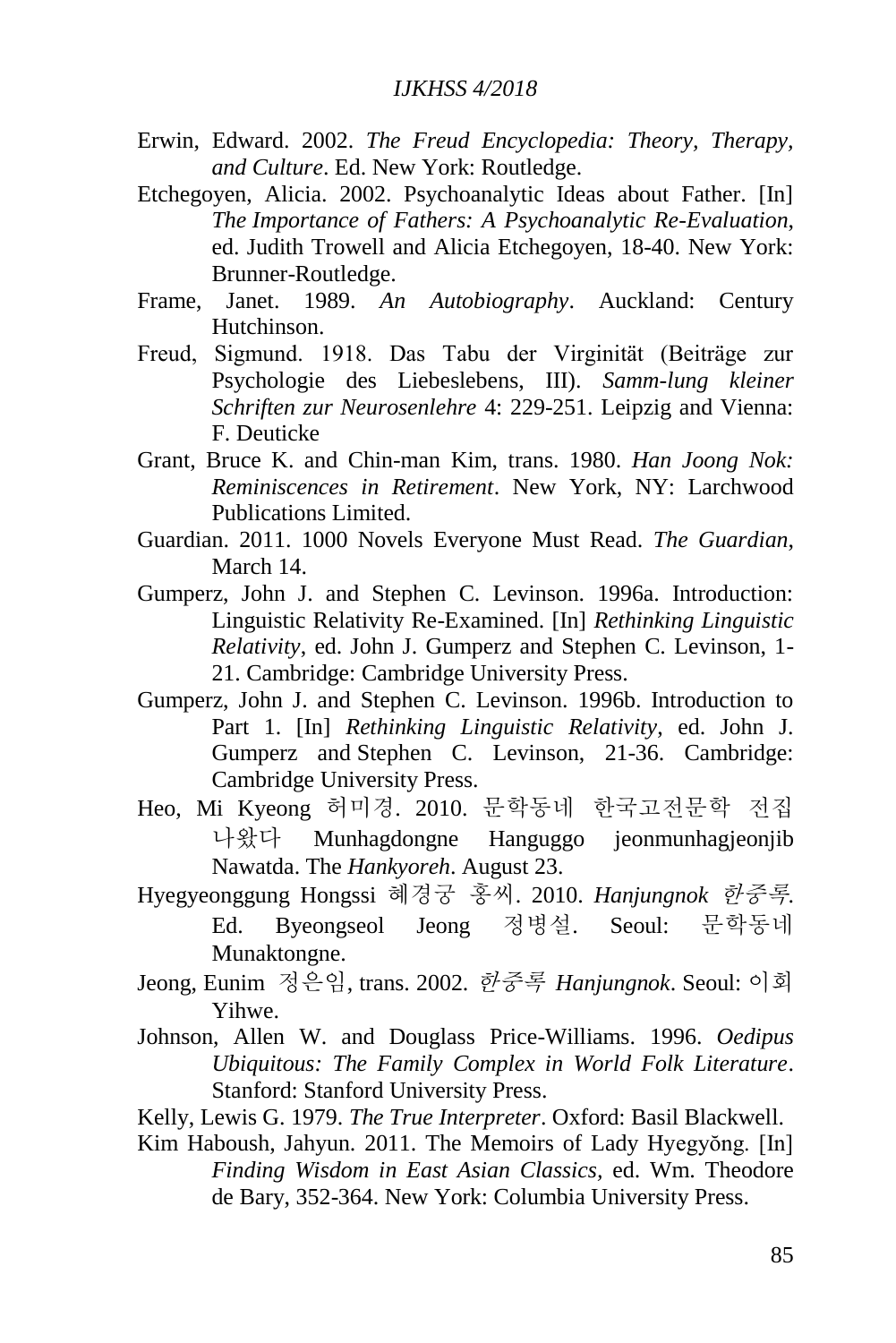Erwin, Edward. 2002. *The Freud Encyclopedia: Theory, Therapy, and Culture*. Ed. New York: Routledge.

Etchegoyen, Alicia. 2002. Psychoanalytic Ideas about Father. [In] *The Importance of Fathers: A Psychoanalytic Re-Evaluation*, ed. Judith Trowell and Alicia Etchegoyen, 18-40. New York: Brunner-Routledge.

Frame, Janet. 1989. *An Autobiography*. Auckland: Century Hutchinson.

Freud, Sigmund. 1918. Das Tabu der Virginität (Beiträge zur Psychologie des Liebeslebens, III). *Samm-lung kleiner Schriften zur Neurosenlehre* 4: 229-251. Leipzig and Vienna: F. Deuticke

Grant, Bruce K. and Chin-man Kim, trans. 1980. *Han Joong Nok: Reminiscences in Retirement*. New York, NY: Larchwood Publications Limited.

Guardian. 2011. 1000 Novels Everyone Must Read. *The Guardian*, March 14.

Gumperz, John J. and Stephen C. Levinson. 1996a. Introduction: Linguistic Relativity Re-Examined. [In] *Rethinking Linguistic Relativity*, ed. John J. Gumperz and Stephen C. Levinson, 1-21. Cambridge: Cambridge University Press.

Gumperz, John J. and Stephen C. Levinson. 1996b. Introduction to Part 1. [In] *Rethinking Linguistic Relativity*, ed. John J. Gumperz and Stephen C. Levinson, 21-36. Cambridge: Cambridge University Press.

Heo, Mi Kyeong 허미경. 2010. 문학동네 한국고전문학 전집 나왔다 Munhagdongne Hanguggo jeonmunhagjeonjib Nawatda. The *Hankyoreh*. August 23.

Hyegyeonggung Hongssi 혜경궁 홍씨. 2010. *Hanjungnok 한중록*. Ed. Byeongseol Jeong 정병설. Seoul: 문학동네 Munaktongne.

Jeong, Eunim 정은임, trans. 2002. *한중록 Hanjungnok*. Seoul: 이회 Yihwe.

Johnson, Allen W. and Douglass Price-Williams. 1996. *Oedipus Ubiquitous: The Family Complex in World Folk Literature*. Stanford: Stanford University Press.

Kelly, Lewis G. 1979. *The True Interpreter*. Oxford: Basil Blackwell.

Kim Haboush, Jahyun. 2011. The Memoirs of Lady Hyegyŏng. [In] *Finding Wisdom in East Asian Classics*, ed. Wm. Theodore de Bary, 352-364. New York: Columbia University Press.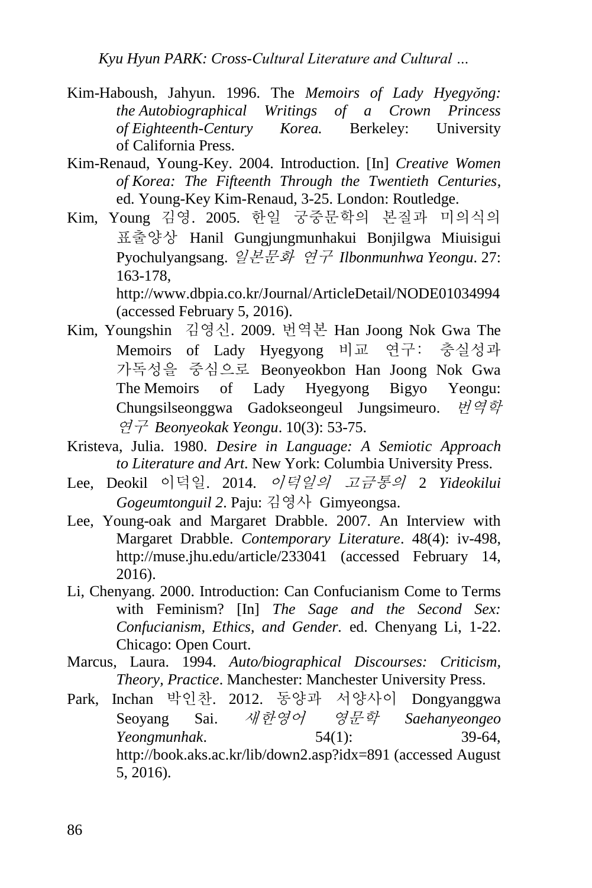Kim-Haboush, Jahyun. 1996. The *Memoirs of Lady Hyegyŏng: the Autobiographical Writings of a Crown Princess of Eighteenth-Century Korea.* Berkeley: University of California Press.

Kim-Renaud, Young-Key. 2004. Introduction. [In] *Creative Women of Korea: The Fifteenth Through the Twentieth Centuries*, ed. Young-Key Kim-Renaud, 3-25. London: Routledge.

Kim, Young 김영. 2005. 한일 궁중문학의 본질과 미의식의 표출양상 Hanil Gungjungmunhakui Bonjilgwa Miuisigui Pyochulyangsang. *일본문화 연구 Ilbonmunhwa Yeongu*. 27: 163-178, http://www.dbpia.co.kr/Journal/ArticleDetail/NODE01034994 (accessed February 5, 2016).

Kim, Youngshin 김영신. 2009. 번역본 Han Joong Nok Gwa The Memoirs of Lady Hyegyong 비교 연구: 충실성과 가독성을 중심으로 Beonyeokbon Han Joong Nok Gwa The Memoirs of Lady Hyegyong Bigyo Yeongu: Chungsilseonggwa Gadokseongeul Jungsimeuro. *번역학 연구 Beonyeokak Yeongu*. 10(3): 53-75.

Kristeva, Julia. 1980. *Desire in Language: A Semiotic Approach to Literature and Art*. New York: Columbia University Press.

Lee, Deokil 이덕일. 2014. *이덕일의 고급통의* 2 *Yideokilui Gogeumtonguil 2*. Paju: 김영사 Gimyeongsa.

Lee, Young-oak and Margaret Drabble. 2007. An Interview with Margaret Drabble. *Contemporary Literature*. 48(4): iv-498, http://muse.jhu.edu/article/233041 (accessed February 14, 2016).

Li, Chenyang. 2000. Introduction: Can Confucianism Come to Terms with Feminism? [In] *The Sage and the Second Sex: Confucianism, Ethics, and Gender*. ed. Chenyang Li, 1-22. Chicago: Open Court.

Marcus, Laura. 1994. *Auto/biographical Discourses: Criticism, Theory, Practice*. Manchester: Manchester University Press.

Park, Inchan 박인찬. 2012. 동양과 서양사이 Dongyanggwa Seoyang Sai. *새한영어 영문학 Saehanyeongeo Yeongmunhak*. 54(1): 39-64, http://book.aks.ac.kr/lib/down2.asp?idx=891 (accessed August 5, 2016).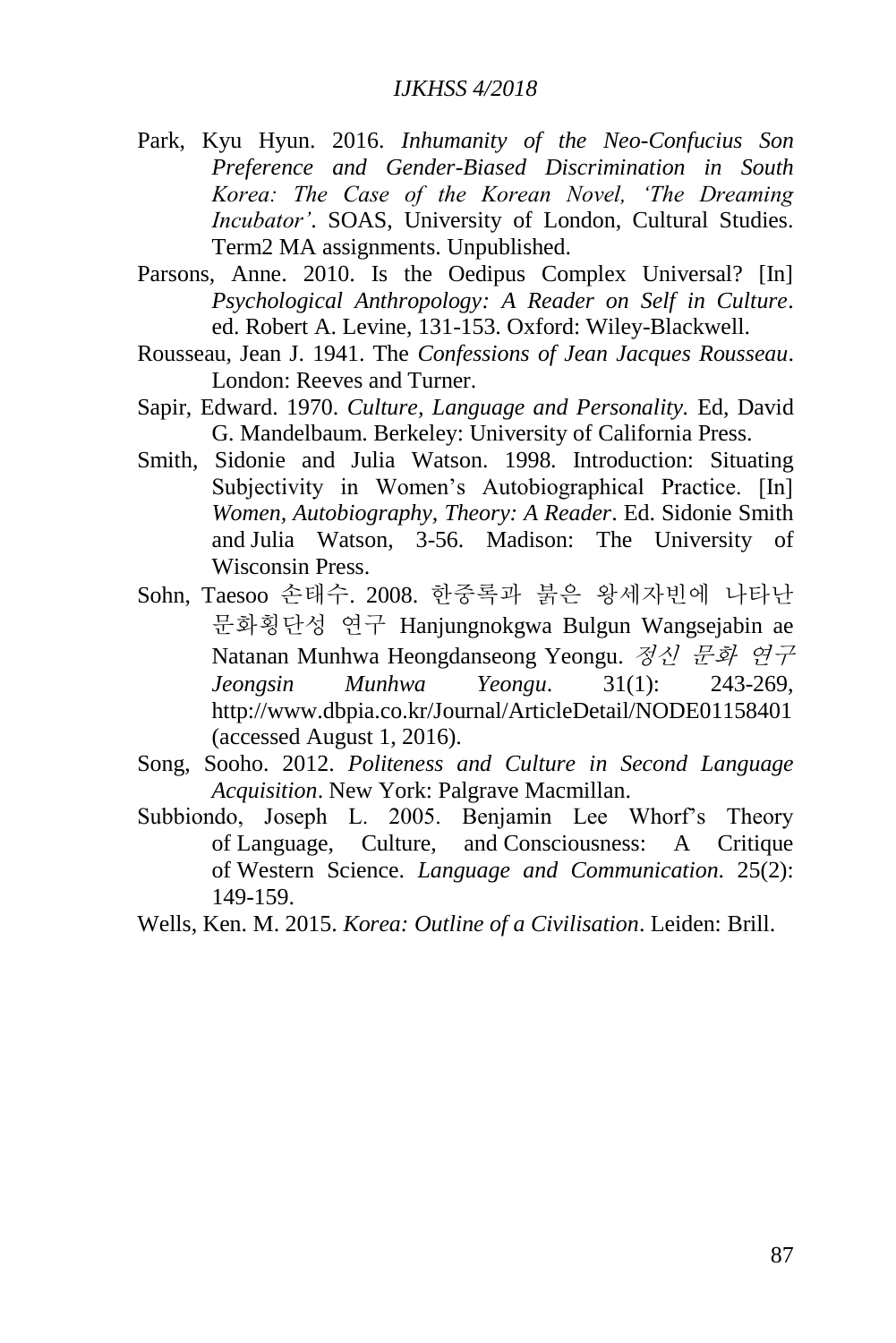Park, Kyu Hyun. 2016. *Inhumanity of the Neo-Confucius Son Preference and Gender-Biased Discrimination in South Korea: The Case of the Korean Novel, 'The Dreaming Incubator'*. SOAS, University of London, Cultural Studies. Term2 MA assignments. Unpublished.

Parsons, Anne. 2010. Is the Oedipus Complex Universal? [In] *Psychological Anthropology: A Reader on Self in Culture*. ed. Robert A. Levine, 131-153. Oxford: Wiley-Blackwell.

Rousseau, Jean J. 1941. The *Confessions of Jean Jacques Rousseau*. London: Reeves and Turner.

Sapir, Edward. 1970. *Culture, Language and Personality*. Ed, David G. Mandelbaum. Berkeley: University of California Press.

Smith, Sidonie and Julia Watson. 1998. Introduction: Situating Subjectivity in Women's Autobiographical Practice. [In] *Women, Autobiography, Theory: A Reader*. Ed. Sidonie Smith and Julia Watson, 3-56. Madison: The University of Wisconsin Press.

Sohn, Taesoo 손태수. 2008. 한중록과 붉은 왕세자빈에 나타난 문화횡단성 연구 Hanjungnokgwa Bulgun Wangsejabin ae Natanan Munhwa Heongdanseong Yeongu. *정신 문화 연구 Jeongsin Munhwa Yeongu*. 31(1): 243-269, http://www.dbpia.co.kr/Journal/ArticleDetail/NODE01158401 (accessed August 1, 2016).

Song, Sooho. 2012. *Politeness and Culture in Second Language Acquisition*. New York: Palgrave Macmillan.

Subbiondo, Joseph L. 2005. Benjamin Lee Whorf's Theory of Language, Culture, and Consciousness: A Critique of Western Science. *Language and Communication*. 25(2): 149-159.

Wells, Ken. M. 2015. *Korea: Outline of a Civilisation*. Leiden: Brill.